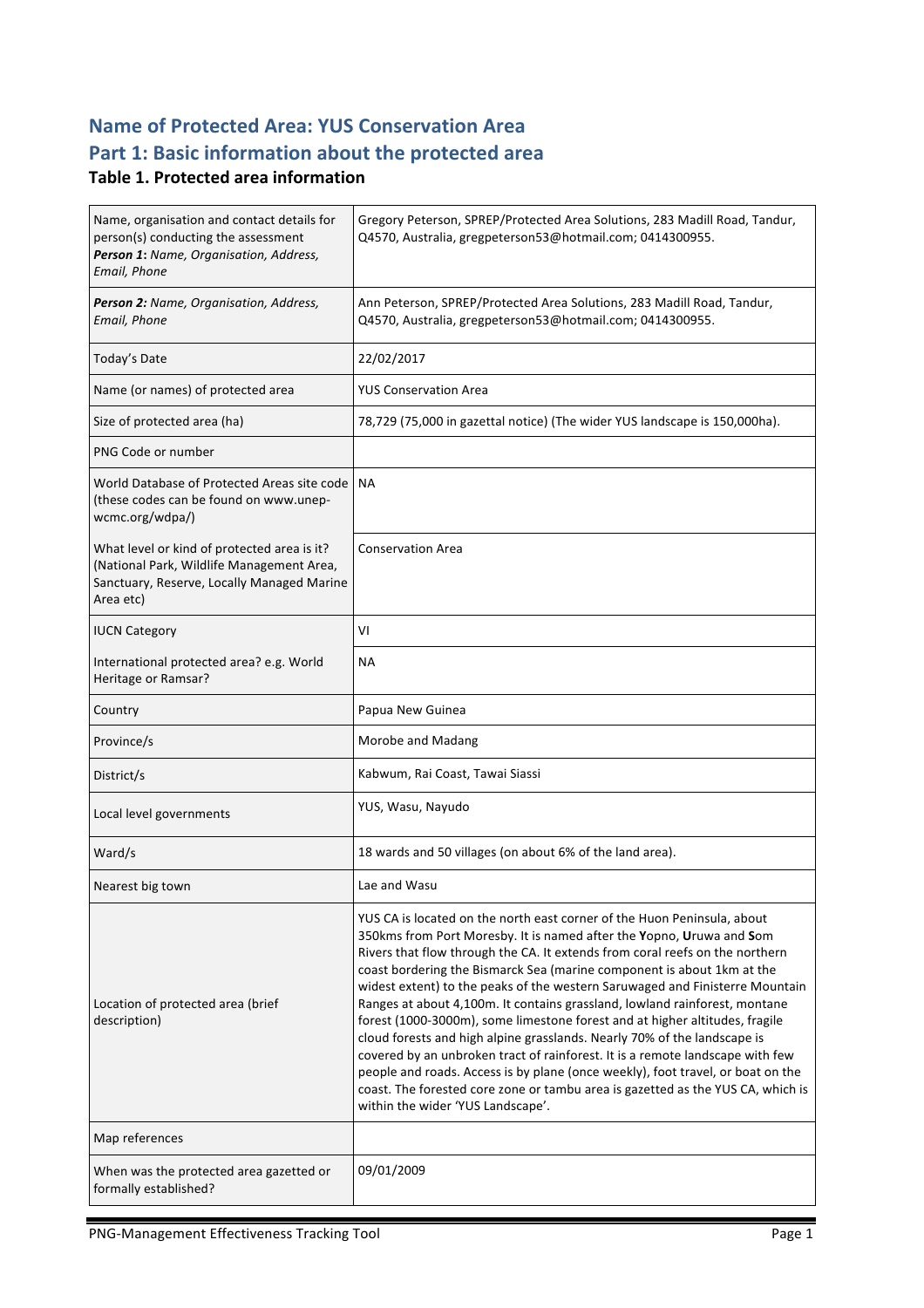## Name of Protected Area: YUS Conservation Area

## Part 1: Basic information about the protected area

### Table 1. Protected area information

| | |
|---|---|
| Name, organisation and contact details for person(s) conducting the assessment<br>***Person 1**: Name, Organisation, Address, Email, Phone* | Gregory Peterson, SPREP/Protected Area Solutions, 283 Madill Road, Tandur, Q4570, Australia, gregpeterson53@hotmail.com; 0414300955. |
| ***Person 2:** Name, Organisation, Address, Email, Phone* | Ann Peterson, SPREP/Protected Area Solutions, 283 Madill Road, Tandur, Q4570, Australia, gregpeterson53@hotmail.com; 0414300955. |
| Today's Date | 22/02/2017 |
| Name (or names) of protected area | YUS Conservation Area |
| Size of protected area (ha) | 78,729 (75,000 in gazettal notice) (The wider YUS landscape is 150,000ha). |
| PNG Code or number | |
| World Database of Protected Areas site code (these codes can be found on www.unep-wcmc.org/wdpa/) | NA |
| What level or kind of protected area is it? (National Park, Wildlife Management Area, Sanctuary, Reserve, Locally Managed Marine Area etc) | Conservation Area |
| IUCN Category | VI |
| International protected area? e.g. World Heritage or Ramsar? | NA |
| Country | Papua New Guinea |
| Province/s | Morobe and Madang |
| District/s | Kabwum, Rai Coast, Tawai Siassi |
| Local level governments | YUS, Wasu, Nayudo |
| Ward/s | 18 wards and 50 villages (on about 6% of the land area). |
| Nearest big town | Lae and Wasu |
| Location of protected area (brief description) | YUS CA is located on the north east corner of the Huon Peninsula, about 350kms from Port Moresby. It is named after the **Y**opno, **U**ruwa and **S**om Rivers that flow through the CA. It extends from coral reefs on the northern coast bordering the Bismarck Sea (marine component is about 1km at the widest extent) to the peaks of the western Saruwaged and Finisterre Mountain Ranges at about 4,100m. It contains grassland, lowland rainforest, montane forest (1000-3000m), some limestone forest and at higher altitudes, fragile cloud forests and high alpine grasslands. Nearly 70% of the landscape is covered by an unbroken tract of rainforest. It is a remote landscape with few people and roads. Access is by plane (once weekly), foot travel, or boat on the coast. The forested core zone or tambu area is gazetted as the YUS CA, which is within the wider 'YUS Landscape'. |
| Map references | |
| When was the protected area gazetted or formally established? | 09/01/2009 |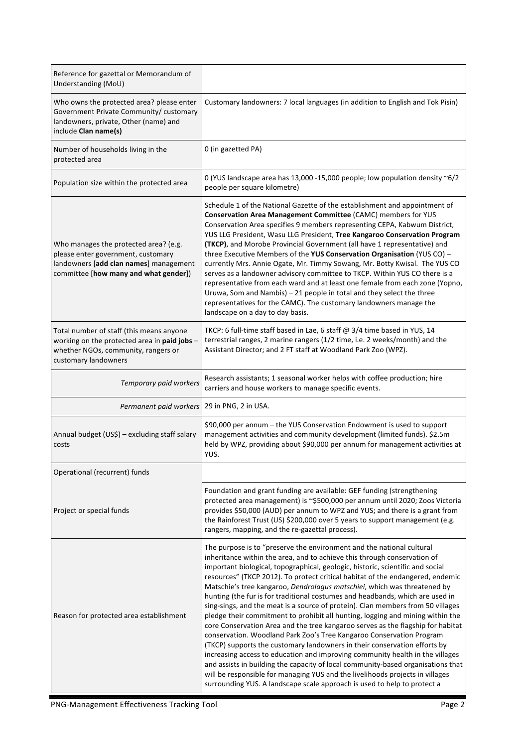| Reference for gazettal or Memorandum of Understanding (MoU) | |
|---|---|
| Who owns the protected area? please enter Government Private Community/ customary landowners, private, Other (name) and include **Clan name(s)** | Customary landowners: 7 local languages (in addition to English and Tok Pisin) |
| Number of households living in the protected area | 0 (in gazetted PA) |
| Population size within the protected area | 0 (YUS landscape area has 13,000 -15,000 people; low population density ~6/2 people per square kilometre) |
| Who manages the protected area? (e.g. please enter government, customary landowners [**add clan names**] management committee [**how many and what gender**]) | Schedule 1 of the National Gazette of the establishment and appointment of **Conservation Area Management Committee** (CAMC) members for YUS Conservation Area specifies 9 members representing CEPA, Kabwum District, YUS LLG President, Wasu LLG President, **Tree Kangaroo Conservation Program (TKCP)**, and Morobe Provincial Government (all have 1 representative) and three Executive Members of the **YUS Conservation Organisation** (YUS CO) – currently Mrs. Annie Ogate, Mr. Timmy Sowang, Mr. Botty Kwisal. The YUS CO serves as a landowner advisory committee to TKCP. Within YUS CO there is a representative from each ward and at least one female from each zone (Yopno, Uruwa, Som and Nambis) – 21 people in total and they select the three representatives for the CAMC). The customary landowners manage the landscape on a day to day basis. |
| Total number of staff (this means anyone working on the protected area in **paid jobs** – whether NGOs, community, rangers or customary landowners | TKCP: 6 full-time staff based in Lae, 6 staff @ 3/4 time based in YUS, 14 terrestrial ranges, 2 marine rangers (1/2 time, i.e. 2 weeks/month) and the Assistant Director; and 2 FT staff at Woodland Park Zoo (WPZ). |
| *Temporary paid workers* | Research assistants; 1 seasonal worker helps with coffee production; hire carriers and house workers to manage specific events. |
| *Permanent paid workers* | 29 in PNG, 2 in USA. |
| Annual budget (US$) **–** excluding staff salary costs | $90,000 per annum – the YUS Conservation Endowment is used to support management activities and community development (limited funds). $2.5m held by WPZ, providing about $90,000 per annum for management activities at YUS. |
| Operational (recurrent) funds | |
| Project or special funds | Foundation and grant funding are available: GEF funding (strengthening protected area management) is ~$500,000 per annum until 2020; Zoos Victoria provides $50,000 (AUD) per annum to WPZ and YUS; and there is a grant from the Rainforest Trust (US) $200,000 over 5 years to support management (e.g. rangers, mapping, and the re-gazettal process). |
| Reason for protected area establishment | The purpose is to "preserve the environment and the national cultural inheritance within the area, and to achieve this through conservation of important biological, topographical, geologic, historic, scientific and social resources" (TKCP 2012). To protect critical habitat of the endangered, endemic Matschie's tree kangaroo, *Dendrolagus matschiei*, which was threatened by hunting (the fur is for traditional costumes and headbands, which are used in sing-sings, and the meat is a source of protein). Clan members from 50 villages pledge their commitment to prohibit all hunting, logging and mining within the core Conservation Area and the tree kangaroo serves as the flagship for habitat conservation. Woodland Park Zoo's Tree Kangaroo Conservation Program (TKCP) supports the customary landowners in their conservation efforts by increasing access to education and improving community health in the villages and assists in building the capacity of local community-based organisations that will be responsible for managing YUS and the livelihoods projects in villages surrounding YUS. A landscape scale approach is used to help to protect a |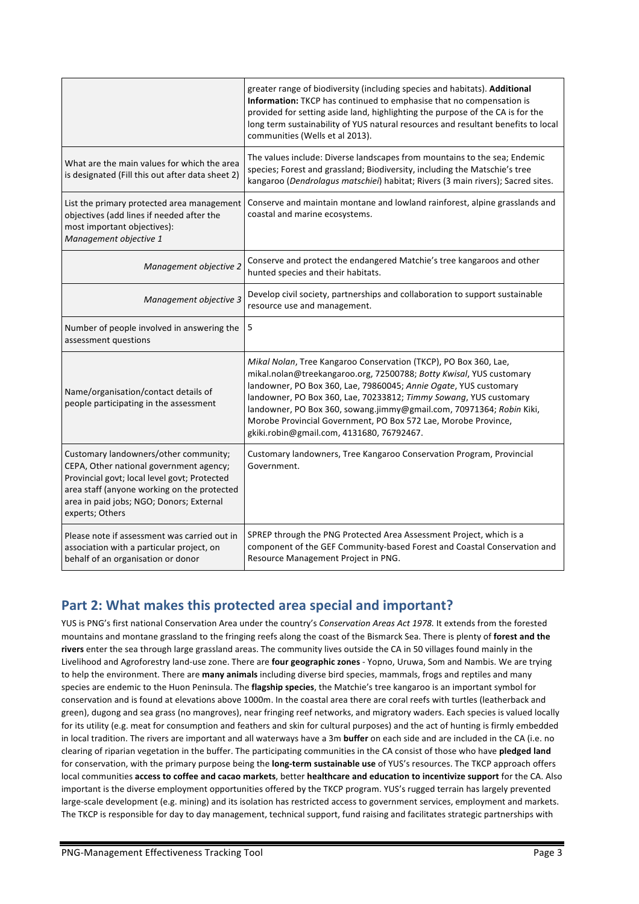| | |
|---|---|
| | greater range of biodiversity (including species and habitats). **Additional Information:** TKCP has continued to emphasise that no compensation is provided for setting aside land, highlighting the purpose of the CA is for the long term sustainability of YUS natural resources and resultant benefits to local communities (Wells et al 2013). |
| What are the main values for which the area is designated (Fill this out after data sheet 2) | The values include: Diverse landscapes from mountains to the sea; Endemic species; Forest and grassland; Biodiversity, including the Matschie's tree kangaroo (*Dendrolagus matschiei*) habitat; Rivers (3 main rivers); Sacred sites. |
| List the primary protected area management objectives (add lines if needed after the most important objectives): *Management objective 1* | Conserve and maintain montane and lowland rainforest, alpine grasslands and coastal and marine ecosystems. |
| *Management objective 2* | Conserve and protect the endangered Matchie's tree kangaroos and other hunted species and their habitats. |
| *Management objective 3* | Develop civil society, partnerships and collaboration to support sustainable resource use and management. |
| Number of people involved in answering the assessment questions | 5 |
| Name/organisation/contact details of people participating in the assessment | *Mikal Nolan*, Tree Kangaroo Conservation (TKCP), PO Box 360, Lae, mikal.nolan@treekangaroo.org, 72500788; *Botty Kwisal*, YUS customary landowner, PO Box 360, Lae, 79860045; *Annie Ogate*, YUS customary landowner, PO Box 360, Lae, 70233812; *Timmy Sowang*, YUS customary landowner, PO Box 360, sowang.jimmy@gmail.com, 70971364; *Robin* Kiki, Morobe Provincial Government, PO Box 572 Lae, Morobe Province, gkiki.robin@gmail.com, 4131680, 76792467. |
| Customary landowners/other community; CEPA, Other national government agency; Provincial govt; local level govt; Protected area staff (anyone working on the protected area in paid jobs; NGO; Donors; External experts; Others | Customary landowners, Tree Kangaroo Conservation Program, Provincial Government. |
| Please note if assessment was carried out in association with a particular project, on behalf of an organisation or donor | SPREP through the PNG Protected Area Assessment Project, which is a component of the GEF Community-based Forest and Coastal Conservation and Resource Management Project in PNG. |

## Part 2: What makes this protected area special and important?

YUS is PNG's first national Conservation Area under the country's *Conservation Areas Act 1978.* It extends from the forested mountains and montane grassland to the fringing reefs along the coast of the Bismarck Sea. There is plenty of **forest and the rivers** enter the sea through large grassland areas. The community lives outside the CA in 50 villages found mainly in the Livelihood and Agroforestry land-use zone. There are **four geographic zones** - Yopno, Uruwa, Som and Nambis. We are trying to help the environment. There are **many animals** including diverse bird species, mammals, frogs and reptiles and many species are endemic to the Huon Peninsula. The **flagship species**, the Matchie's tree kangaroo is an important symbol for conservation and is found at elevations above 1000m. In the coastal area there are coral reefs with turtles (leatherback and green), dugong and sea grass (no mangroves), near fringing reef networks, and migratory waders. Each species is valued locally for its utility (e.g. meat for consumption and feathers and skin for cultural purposes) and the act of hunting is firmly embedded in local tradition. The rivers are important and all waterways have a 3m **buffer** on each side and are included in the CA (i.e. no clearing of riparian vegetation in the buffer. The participating communities in the CA consist of those who have **pledged land** for conservation, with the primary purpose being the **long-term sustainable use** of YUS's resources. The TKCP approach offers local communities **access to coffee and cacao markets**, better **healthcare and education to incentivize support** for the CA. Also important is the diverse employment opportunities offered by the TKCP program. YUS's rugged terrain has largely prevented large-scale development (e.g. mining) and its isolation has restricted access to government services, employment and markets. The TKCP is responsible for day to day management, technical support, fund raising and facilitates strategic partnerships with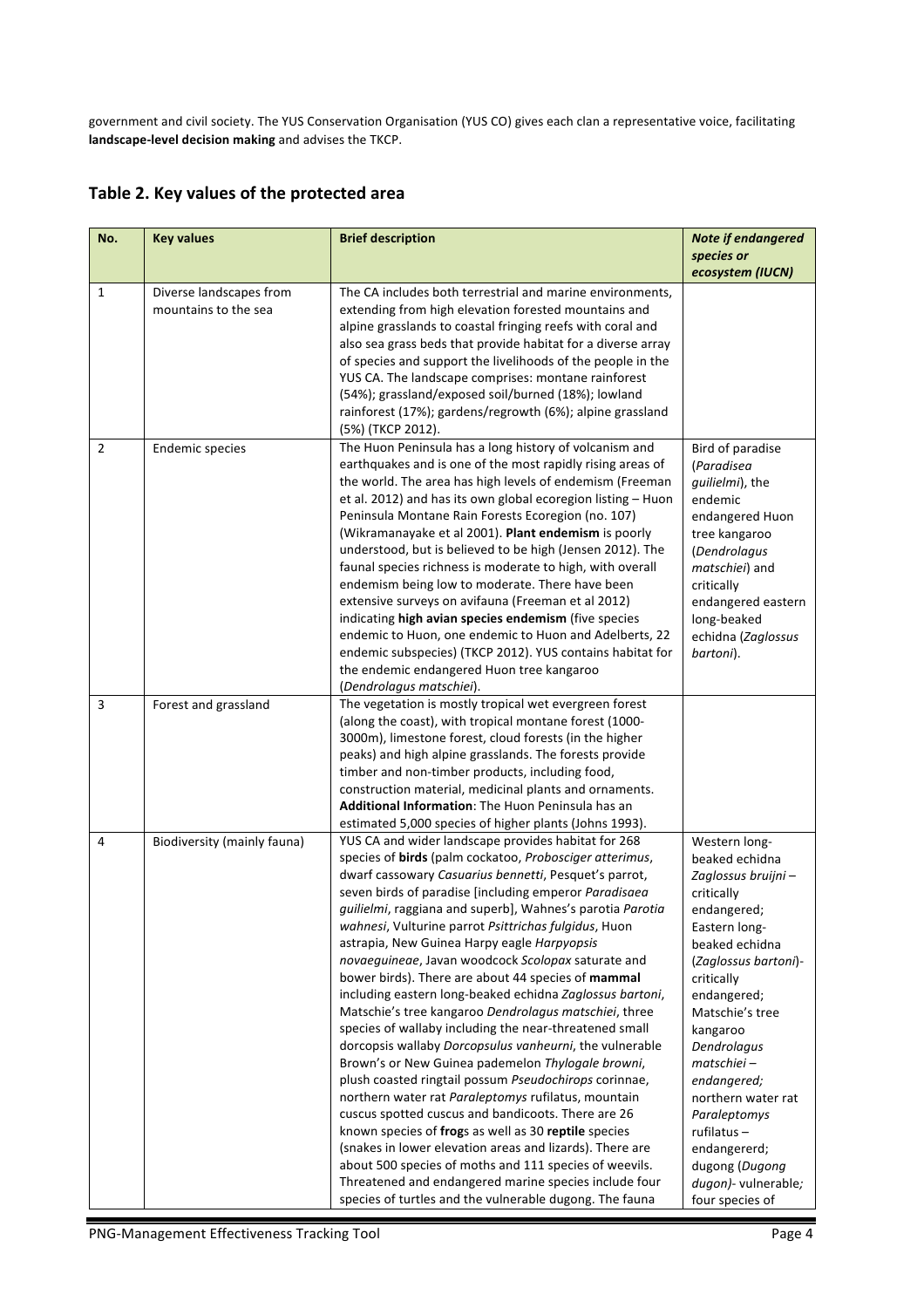government and civil society. The YUS Conservation Organisation (YUS CO) gives each clan a representative voice, facilitating **landscape-level decision making** and advises the TKCP.

## Table 2. Key values of the protected area

| No. | Key values | Brief description | *Note if endangered species or ecosystem (IUCN)* |
|---|---|---|---|
| 1 | Diverse landscapes from mountains to the sea | The CA includes both terrestrial and marine environments, extending from high elevation forested mountains and alpine grasslands to coastal fringing reefs with coral and also sea grass beds that provide habitat for a diverse array of species and support the livelihoods of the people in the YUS CA. The landscape comprises: montane rainforest (54%); grassland/exposed soil/burned (18%); lowland rainforest (17%); gardens/regrowth (6%); alpine grassland (5%) (TKCP 2012). | |
| 2 | Endemic species | The Huon Peninsula has a long history of volcanism and earthquakes and is one of the most rapidly rising areas of the world. The area has high levels of endemism (Freeman et al. 2012) and has its own global ecoregion listing – Huon Peninsula Montane Rain Forests Ecoregion (no. 107) (Wikramanayake et al 2001). **Plant endemism** is poorly understood, but is believed to be high (Jensen 2012). The faunal species richness is moderate to high, with overall endemism being low to moderate. There have been extensive surveys on avifauna (Freeman et al 2012) indicating **high avian species endemism** (five species endemic to Huon, one endemic to Huon and Adelberts, 22 endemic subspecies) (TKCP 2012). YUS contains habitat for the endemic endangered Huon tree kangaroo (*Dendrolagus matschiei*). | Bird of paradise (*Paradisea guilielmi*), the endemic endangered Huon tree kangaroo (*Dendrolagus matschiei*) and critically endangered eastern long-beaked echidna (*Zaglossus bartoni*). |
| 3 | Forest and grassland | The vegetation is mostly tropical wet evergreen forest (along the coast), with tropical montane forest (1000-3000m), limestone forest, cloud forests (in the higher peaks) and high alpine grasslands. The forests provide timber and non-timber products, including food, construction material, medicinal plants and ornaments. **Additional Information**: The Huon Peninsula has an estimated 5,000 species of higher plants (Johns 1993). | |
| 4 | Biodiversity (mainly fauna) | YUS CA and wider landscape provides habitat for 268 species of **birds** (palm cockatoo, *Probosciger atterimus*, dwarf cassowary *Casuarius bennetti*, Pesquet's parrot, seven birds of paradise [including emperor *Paradisaea guilielmi*, raggiana and superb], Wahnes's parotia *Parotia wahnesi*, Vulturine parrot *Psittrichas fulgidus*, Huon astrapia, New Guinea Harpy eagle *Harpyopsis novaeguineae*, Javan woodcock *Scolopax* saturate and bower birds). There are about 44 species of **mammal** including eastern long-beaked echidna *Zaglossus bartoni*, Matschie's tree kangaroo *Dendrolagus matschiei*, three species of wallaby including the near-threatened small dorcopsis wallaby *Dorcopsulus vanheurni*, the vulnerable Brown's or New Guinea pademelon *Thylogale browni*, plush coasted ringtail possum *Pseudochirops* corinnae, northern water rat *Paraleptomys* rufilatus, mountain cuscus spotted cuscus and bandicoots. There are 26 known species of **frog**s as well as 30 **reptile** species (snakes in lower elevation areas and lizards). There are about 500 species of moths and 111 species of weevils. Threatened and endangered marine species include four species of turtles and the vulnerable dugong. The fauna | Western long-beaked echidna *Zaglossus bruijni* – critically endangered; Eastern long-beaked echidna (*Zaglossus bartoni*)- critically endangered; Matschie's tree kangaroo *Dendrolagus matschiei* – *endangered;* northern water rat *Paraleptomys* rufilatus – endangererd; dugong (*Dugong dugon)*- vulnerable*;* four species of |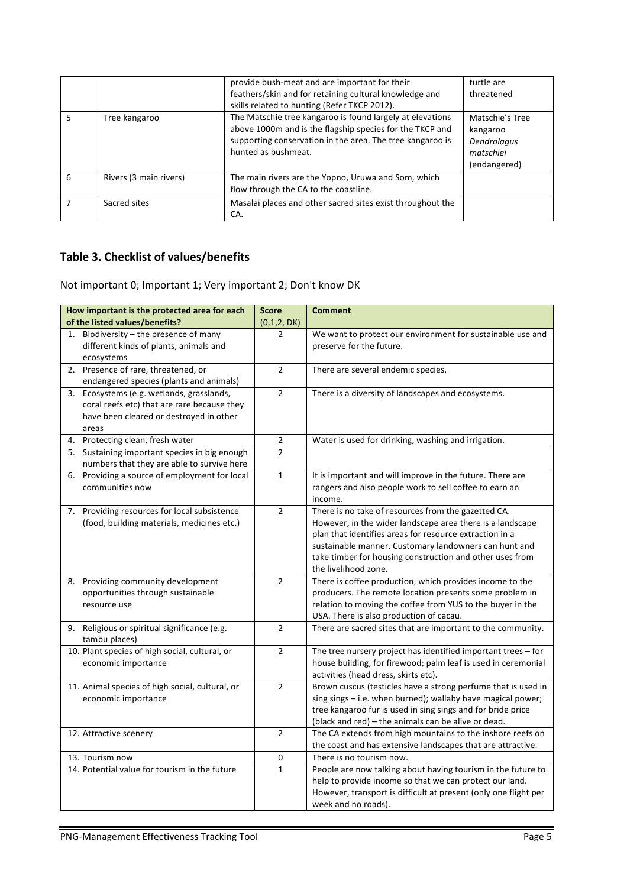| | | provide bush-meat and are important for their feathers/skin and for retaining cultural knowledge and skills related to hunting (Refer TKCP 2012). | turtle are threatened |
|---|---|---|---|
| 5 | Tree kangaroo | The Matschie tree kangaroo is found largely at elevations above 1000m and is the flagship species for the TKCP and supporting conservation in the area. The tree kangaroo is hunted as bushmeat. | Matschie's Tree kangaroo *Dendrolagus matschiei* (endangered) |
| 6 | Rivers (3 main rivers) | The main rivers are the Yopno, Uruwa and Som, which flow through the CA to the coastline. | |
| 7 | Sacred sites | Masalai places and other sacred sites exist throughout the CA. | |

## Table 3. Checklist of values/benefits

Not important 0; Important 1; Very important 2; Don't know DK

| How important is the protected area for each of the listed values/benefits? | Score (0,1,2, DK) | Comment |
|---|---|---|
| 1. Biodiversity – the presence of many different kinds of plants, animals and ecosystems | 2 | We want to protect our environment for sustainable use and preserve for the future. |
| 2. Presence of rare, threatened, or endangered species (plants and animals) | 2 | There are several endemic species. |
| 3. Ecosystems (e.g. wetlands, grasslands, coral reefs etc) that are rare because they have been cleared or destroyed in other areas | 2 | There is a diversity of landscapes and ecosystems. |
| 4. Protecting clean, fresh water | 2 | Water is used for drinking, washing and irrigation. |
| 5. Sustaining important species in big enough numbers that they are able to survive here | 2 | |
| 6. Providing a source of employment for local communities now | 1 | It is important and will improve in the future. There are rangers and also people work to sell coffee to earn an income. |
| 7. Providing resources for local subsistence (food, building materials, medicines etc.) | 2 | There is no take of resources from the gazetted CA. However, in the wider landscape area there is a landscape plan that identifies areas for resource extraction in a sustainable manner. Customary landowners can hunt and take timber for housing construction and other uses from the livelihood zone. |
| 8. Providing community development opportunities through sustainable resource use | 2 | There is coffee production, which provides income to the producers. The remote location presents some problem in relation to moving the coffee from YUS to the buyer in the USA. There is also production of cacau. |
| 9. Religious or spiritual significance (e.g. tambu places) | 2 | There are sacred sites that are important to the community. |
| 10. Plant species of high social, cultural, or economic importance | 2 | The tree nursery project has identified important trees – for house building, for firewood; palm leaf is used in ceremonial activities (head dress, skirts etc). |
| 11. Animal species of high social, cultural, or economic importance | 2 | Brown cuscus (testicles have a strong perfume that is used in sing sings – i.e. when burned); wallaby have magical power; tree kangaroo fur is used in sing sings and for bride price (black and red) – the animals can be alive or dead. |
| 12. Attractive scenery | 2 | The CA extends from high mountains to the inshore reefs on the coast and has extensive landscapes that are attractive. |
| 13. Tourism now | 0 | There is no tourism now. |
| 14. Potential value for tourism in the future | 1 | People are now talking about having tourism in the future to help to provide income so that we can protect our land. However, transport is difficult at present (only one flight per week and no roads). |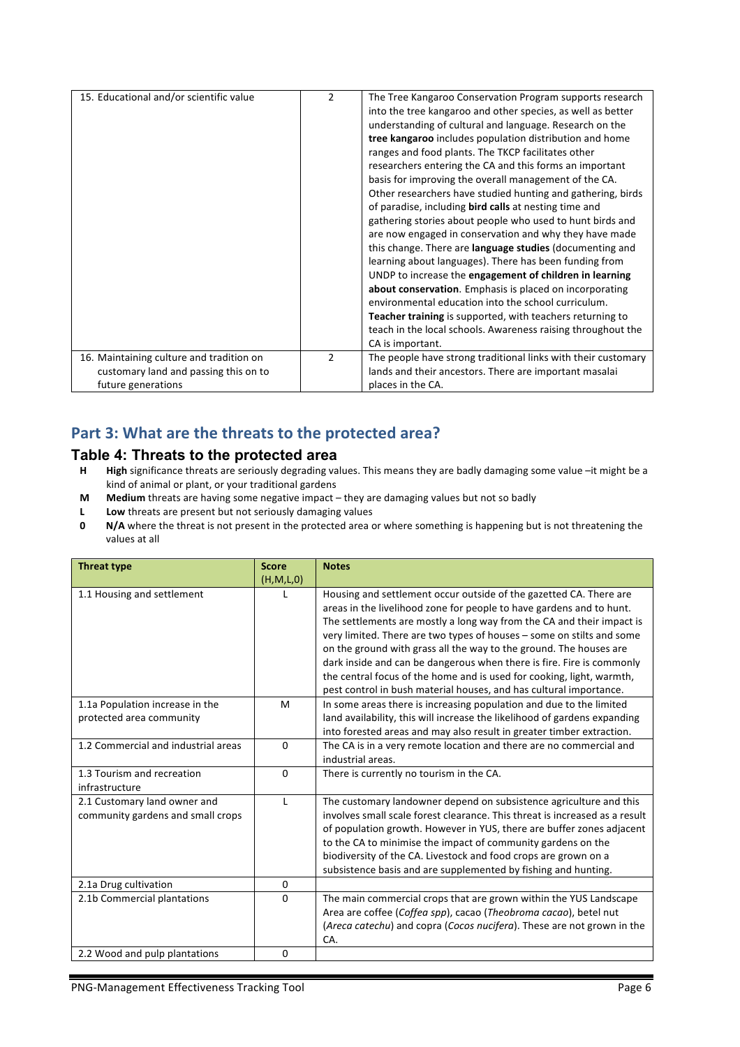| 15. Educational and/or scientific value | 2 | The Tree Kangaroo Conservation Program supports research into the tree kangaroo and other species, as well as better understanding of cultural and language. Research on the **tree kangaroo** includes population distribution and home ranges and food plants. The TKCP facilitates other researchers entering the CA and this forms an important basis for improving the overall management of the CA. Other researchers have studied hunting and gathering, birds of paradise, including **bird calls** at nesting time and gathering stories about people who used to hunt birds and are now engaged in conservation and why they have made this change. There are **language studies** (documenting and learning about languages). There has been funding from UNDP to increase the **engagement of children in learning about conservation**. Emphasis is placed on incorporating environmental education into the school curriculum. **Teacher training** is supported, with teachers returning to teach in the local schools. Awareness raising throughout the CA is important. |
|---|---|---|
| 16. Maintaining culture and tradition on customary land and passing this on to future generations | 2 | The people have strong traditional links with their customary lands and their ancestors. There are important masalai places in the CA. |

## Part 3: What are the threats to the protected area?

### Table 4: Threats to the protected area

- **H** **High** significance threats are seriously degrading values. This means they are badly damaging some value –it might be a kind of animal or plant, or your traditional gardens
- **M** **Medium** threats are having some negative impact – they are damaging values but not so badly
- **L** **Low** threats are present but not seriously damaging values
- **0** **N/A** where the threat is not present in the protected area or where something is happening but is not threatening the values at all

| Threat type | Score (H,M,L,0) | Notes |
|---|---|---|
| 1.1 Housing and settlement | L | Housing and settlement occur outside of the gazetted CA. There are areas in the livelihood zone for people to have gardens and to hunt. The settlements are mostly a long way from the CA and their impact is very limited. There are two types of houses – some on stilts and some on the ground with grass all the way to the ground. The houses are dark inside and can be dangerous when there is fire. Fire is commonly the central focus of the home and is used for cooking, light, warmth, pest control in bush material houses, and has cultural importance. |
| 1.1a Population increase in the protected area community | M | In some areas there is increasing population and due to the limited land availability, this will increase the likelihood of gardens expanding into forested areas and may also result in greater timber extraction. |
| 1.2 Commercial and industrial areas | 0 | The CA is in a very remote location and there are no commercial and industrial areas. |
| 1.3 Tourism and recreation infrastructure | 0 | There is currently no tourism in the CA. |
| 2.1 Customary land owner and community gardens and small crops | L | The customary landowner depend on subsistence agriculture and this involves small scale forest clearance. This threat is increased as a result of population growth. However in YUS, there are buffer zones adjacent to the CA to minimise the impact of community gardens on the biodiversity of the CA. Livestock and food crops are grown on a subsistence basis and are supplemented by fishing and hunting. |
| 2.1a Drug cultivation | 0 | |
| 2.1b Commercial plantations | 0 | The main commercial crops that are grown within the YUS Landscape Area are coffee (*Coffea spp*), cacao (*Theobroma cacao*), betel nut (*Areca catechu*) and copra (*Cocos nucifera*). These are not grown in the CA. |
| 2.2 Wood and pulp plantations | 0 | |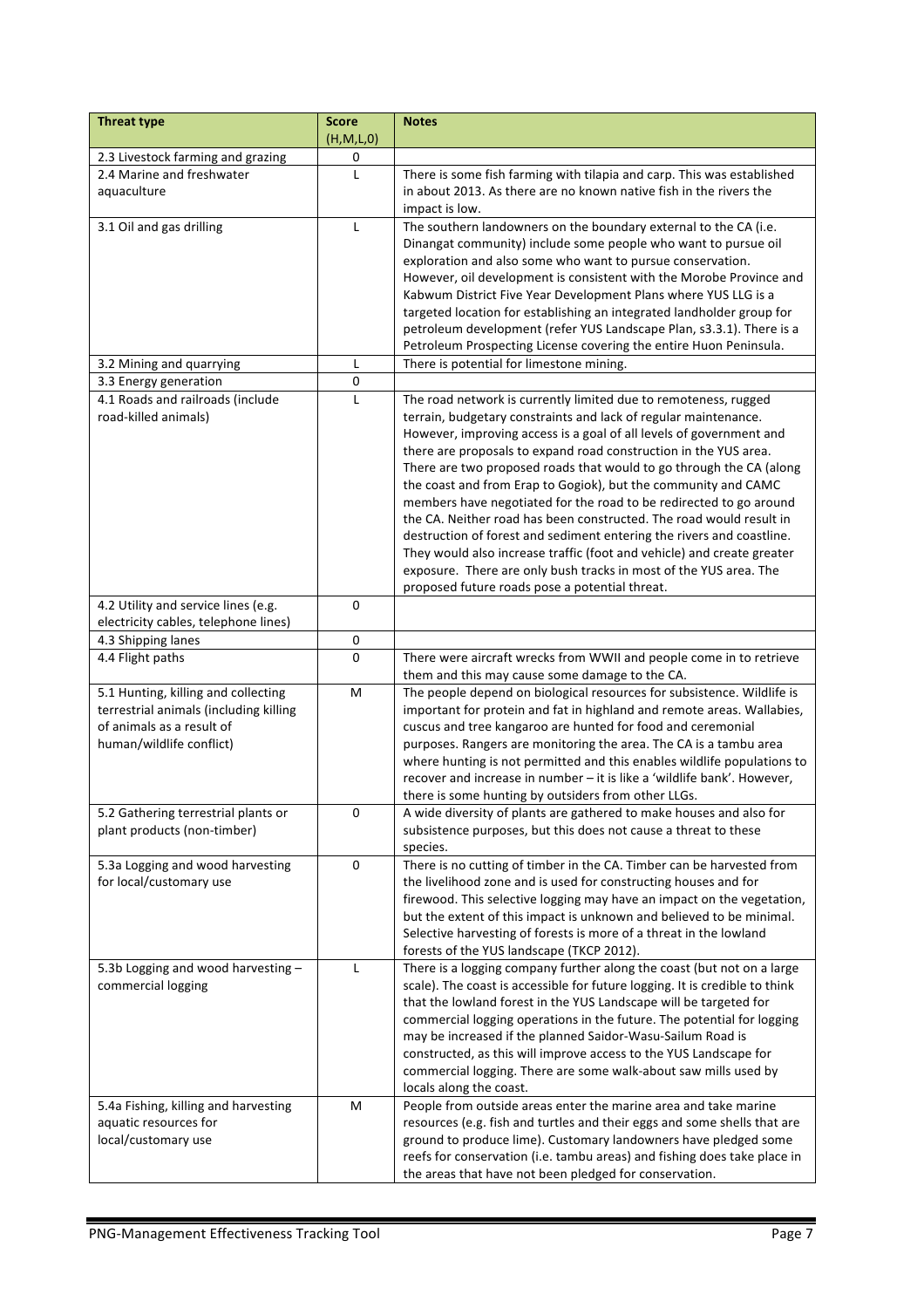| Threat type | Score (H,M,L,0) | Notes |
| --- | --- | --- |
| 2.3 Livestock farming and grazing | 0 | |
| 2.4 Marine and freshwater aquaculture | L | There is some fish farming with tilapia and carp. This was established in about 2013. As there are no known native fish in the rivers the impact is low. |
| 3.1 Oil and gas drilling | L | The southern landowners on the boundary external to the CA (i.e. Dinangat community) include some people who want to pursue oil exploration and also some who want to pursue conservation. However, oil development is consistent with the Morobe Province and Kabwum District Five Year Development Plans where YUS LLG is a targeted location for establishing an integrated landholder group for petroleum development (refer YUS Landscape Plan, s3.3.1). There is a Petroleum Prospecting License covering the entire Huon Peninsula. |
| 3.2 Mining and quarrying | L | There is potential for limestone mining. |
| 3.3 Energy generation | 0 | |
| 4.1 Roads and railroads (include road-killed animals) | L | The road network is currently limited due to remoteness, rugged terrain, budgetary constraints and lack of regular maintenance. However, improving access is a goal of all levels of government and there are proposals to expand road construction in the YUS area. There are two proposed roads that would to go through the CA (along the coast and from Erap to Gogiok), but the community and CAMC members have negotiated for the road to be redirected to go around the CA. Neither road has been constructed. The road would result in destruction of forest and sediment entering the rivers and coastline. They would also increase traffic (foot and vehicle) and create greater exposure. There are only bush tracks in most of the YUS area. The proposed future roads pose a potential threat. |
| 4.2 Utility and service lines (e.g. electricity cables, telephone lines) | 0 | |
| 4.3 Shipping lanes | 0 | |
| 4.4 Flight paths | 0 | There were aircraft wrecks from WWII and people come in to retrieve them and this may cause some damage to the CA. |
| 5.1 Hunting, killing and collecting terrestrial animals (including killing of animals as a result of human/wildlife conflict) | M | The people depend on biological resources for subsistence. Wildlife is important for protein and fat in highland and remote areas. Wallabies, cuscus and tree kangaroo are hunted for food and ceremonial purposes. Rangers are monitoring the area. The CA is a tambu area where hunting is not permitted and this enables wildlife populations to recover and increase in number – it is like a 'wildlife bank'. However, there is some hunting by outsiders from other LLGs. |
| 5.2 Gathering terrestrial plants or plant products (non-timber) | 0 | A wide diversity of plants are gathered to make houses and also for subsistence purposes, but this does not cause a threat to these species. |
| 5.3a Logging and wood harvesting for local/customary use | 0 | There is no cutting of timber in the CA. Timber can be harvested from the livelihood zone and is used for constructing houses and for firewood. This selective logging may have an impact on the vegetation, but the extent of this impact is unknown and believed to be minimal. Selective harvesting of forests is more of a threat in the lowland forests of the YUS landscape (TKCP 2012). |
| 5.3b Logging and wood harvesting – commercial logging | L | There is a logging company further along the coast (but not on a large scale). The coast is accessible for future logging. It is credible to think that the lowland forest in the YUS Landscape will be targeted for commercial logging operations in the future. The potential for logging may be increased if the planned Saidor-Wasu-Sailum Road is constructed, as this will improve access to the YUS Landscape for commercial logging. There are some walk-about saw mills used by locals along the coast. |
| 5.4a Fishing, killing and harvesting aquatic resources for local/customary use | M | People from outside areas enter the marine area and take marine resources (e.g. fish and turtles and their eggs and some shells that are ground to produce lime). Customary landowners have pledged some reefs for conservation (i.e. tambu areas) and fishing does take place in the areas that have not been pledged for conservation. |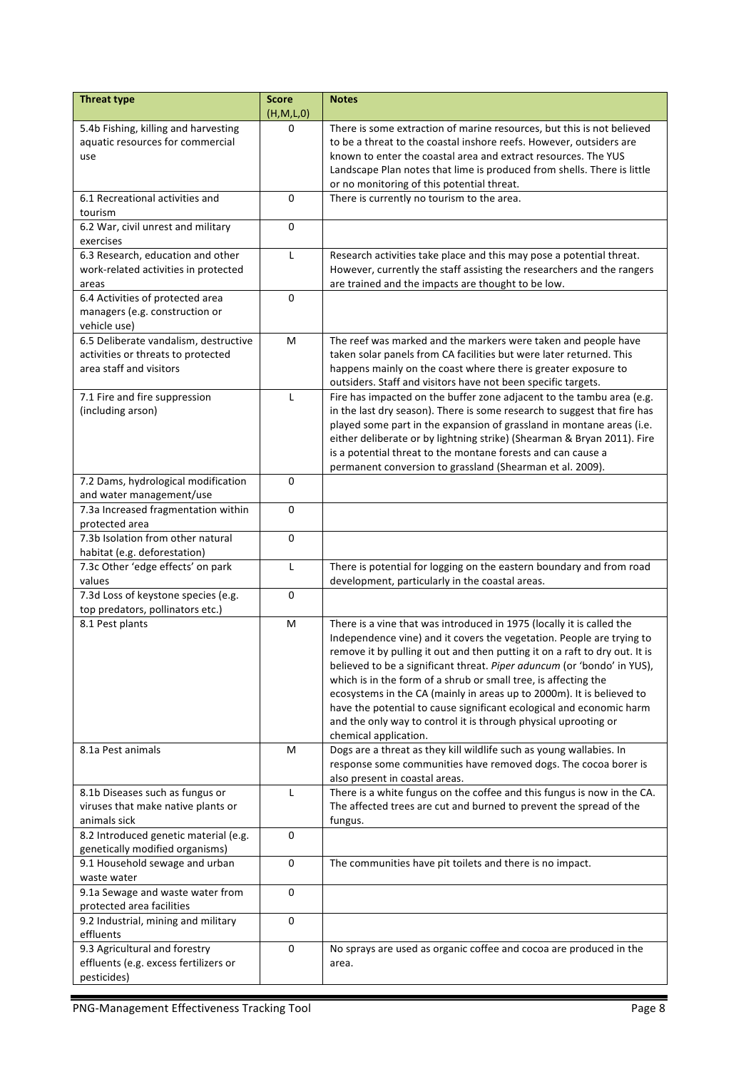| Threat type | Score (H,M,L,0) | Notes |
|---|---|---|
| 5.4b Fishing, killing and harvesting aquatic resources for commercial use | 0 | There is some extraction of marine resources, but this is not believed to be a threat to the coastal inshore reefs. However, outsiders are known to enter the coastal area and extract resources. The YUS Landscape Plan notes that lime is produced from shells. There is little or no monitoring of this potential threat. |
| 6.1 Recreational activities and tourism | 0 | There is currently no tourism to the area. |
| 6.2 War, civil unrest and military exercises | 0 | |
| 6.3 Research, education and other work-related activities in protected areas | L | Research activities take place and this may pose a potential threat. However, currently the staff assisting the researchers and the rangers are trained and the impacts are thought to be low. |
| 6.4 Activities of protected area managers (e.g. construction or vehicle use) | 0 | |
| 6.5 Deliberate vandalism, destructive activities or threats to protected area staff and visitors | M | The reef was marked and the markers were taken and people have taken solar panels from CA facilities but were later returned. This happens mainly on the coast where there is greater exposure to outsiders. Staff and visitors have not been specific targets. |
| 7.1 Fire and fire suppression (including arson) | L | Fire has impacted on the buffer zone adjacent to the tambu area (e.g. in the last dry season). There is some research to suggest that fire has played some part in the expansion of grassland in montane areas (i.e. either deliberate or by lightning strike) (Shearman & Bryan 2011). Fire is a potential threat to the montane forests and can cause a permanent conversion to grassland (Shearman et al. 2009). |
| 7.2 Dams, hydrological modification and water management/use | 0 | |
| 7.3a Increased fragmentation within protected area | 0 | |
| 7.3b Isolation from other natural habitat (e.g. deforestation) | 0 | |
| 7.3c Other 'edge effects' on park values | L | There is potential for logging on the eastern boundary and from road development, particularly in the coastal areas. |
| 7.3d Loss of keystone species (e.g. top predators, pollinators etc.) | 0 | |
| 8.1 Pest plants | M | There is a vine that was introduced in 1975 (locally it is called the Independence vine) and it covers the vegetation. People are trying to remove it by pulling it out and then putting it on a raft to dry out. It is believed to be a significant threat. *Piper aduncum* (or 'bondo' in YUS), which is in the form of a shrub or small tree, is affecting the ecosystems in the CA (mainly in areas up to 2000m). It is believed to have the potential to cause significant ecological and economic harm and the only way to control it is through physical uprooting or chemical application. |
| 8.1a Pest animals | M | Dogs are a threat as they kill wildlife such as young wallabies. In response some communities have removed dogs. The cocoa borer is also present in coastal areas. |
| 8.1b Diseases such as fungus or viruses that make native plants or animals sick | L | There is a white fungus on the coffee and this fungus is now in the CA. The affected trees are cut and burned to prevent the spread of the fungus. |
| 8.2 Introduced genetic material (e.g. genetically modified organisms) | 0 | |
| 9.1 Household sewage and urban waste water | 0 | The communities have pit toilets and there is no impact. |
| 9.1a Sewage and waste water from protected area facilities | 0 | |
| 9.2 Industrial, mining and military effluents | 0 | |
| 9.3 Agricultural and forestry effluents (e.g. excess fertilizers or pesticides) | 0 | No sprays are used as organic coffee and cocoa are produced in the area. |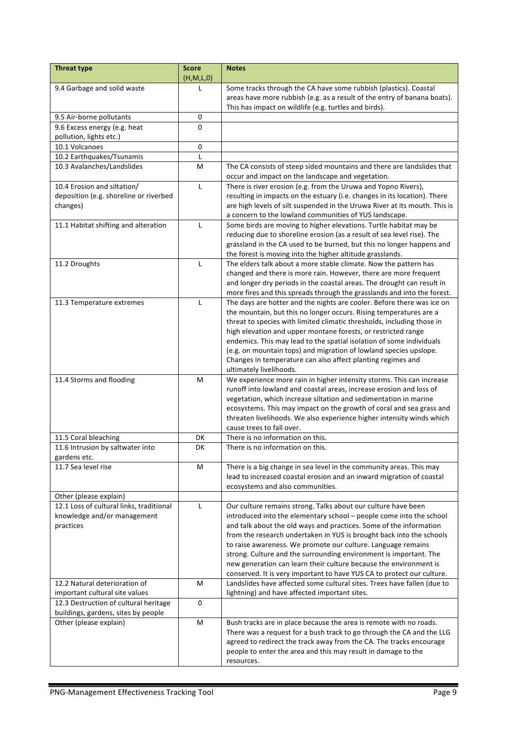| Threat type | Score (H,M,L,0) | Notes |
|---|---|---|
| 9.4 Garbage and solid waste | L | Some tracks through the CA have some rubbish (plastics). Coastal areas have more rubbish (e.g. as a result of the entry of banana boats). This has impact on wildlife (e.g. turtles and birds). |
| 9.5 Air-borne pollutants | 0 | |
| 9.6 Excess energy (e.g. heat pollution, lights etc.) | 0 | |
| 10.1 Volcanoes | 0 | |
| 10.2 Earthquakes/Tsunamis | L | |
| 10.3 Avalanches/Landslides | M | The CA consists of steep sided mountains and there are landslides that occur and impact on the landscape and vegetation. |
| 10.4 Erosion and siltation/ deposition (e.g. shoreline or riverbed changes) | L | There is river erosion (e.g. from the Uruwa and Yopno Rivers), resulting in impacts on the estuary (i.e. changes in its location). There are high levels of silt suspended in the Uruwa River at its mouth. This is a concern to the lowland communities of YUS landscape. |
| 11.1 Habitat shifting and alteration | L | Some birds are moving to higher elevations. Turtle habitat may be reducing due to shoreline erosion (as a result of sea level rise). The grassland in the CA used to be burned, but this no longer happens and the forest is moving into the higher altitude grasslands. |
| 11.2 Droughts | L | The elders talk about a more stable climate. Now the pattern has changed and there is more rain. However, there are more frequent and longer dry periods in the coastal areas. The drought can result in more fires and this spreads through the grasslands and into the forest. |
| 11.3 Temperature extremes | L | The days are hotter and the nights are cooler. Before there was ice on the mountain, but this no longer occurs. Rising temperatures are a threat to species with limited climatic thresholds, including those in high elevation and upper montane forests, or restricted range endemics. This may lead to the spatial isolation of some individuals (e.g. on mountain tops) and migration of lowland species upslope. Changes in temperature can also affect planting regimes and ultimately livelihoods. |
| 11.4 Storms and flooding | M | We experience more rain in higher intensity storms. This can increase runoff into lowland and coastal areas, increase erosion and loss of vegetation, which increase siltation and sedimentation in marine ecosystems. This may impact on the growth of coral and sea grass and threaten livelihoods. We also experience higher intensity winds which cause trees to fall over. |
| 11.5 Coral bleaching | DK | There is no information on this. |
| 11.6 Intrusion by saltwater into gardens etc. | DK | There is no information on this. |
| 11.7 Sea level rise | M | There is a big change in sea level in the community areas. This may lead to increased coastal erosion and an inward migration of coastal ecosystems and also communities. |
| Other (please explain) | | |
| 12.1 Loss of cultural links, traditional knowledge and/or management practices | L | Our culture remains strong. Talks about our culture have been introduced into the elementary school – people come into the school and talk about the old ways and practices. Some of the information from the research undertaken in YUS is brought back into the schools to raise awareness. We promote our culture. Language remains strong. Culture and the surrounding environment is important. The new generation can learn their culture because the environment is conserved. It is very important to have YUS CA to protect our culture. |
| 12.2 Natural deterioration of important cultural site values | M | Landslides have affected some cultural sites. Trees have fallen (due to lightning) and have affected important sites. |
| 12.3 Destruction of cultural heritage buildings, gardens, sites by people | 0 | |
| Other (please explain) | M | Bush tracks are in place because the area is remote with no roads. There was a request for a bush track to go through the CA and the LLG agreed to redirect the track away from the CA. The tracks encourage people to enter the area and this may result in damage to the resources. |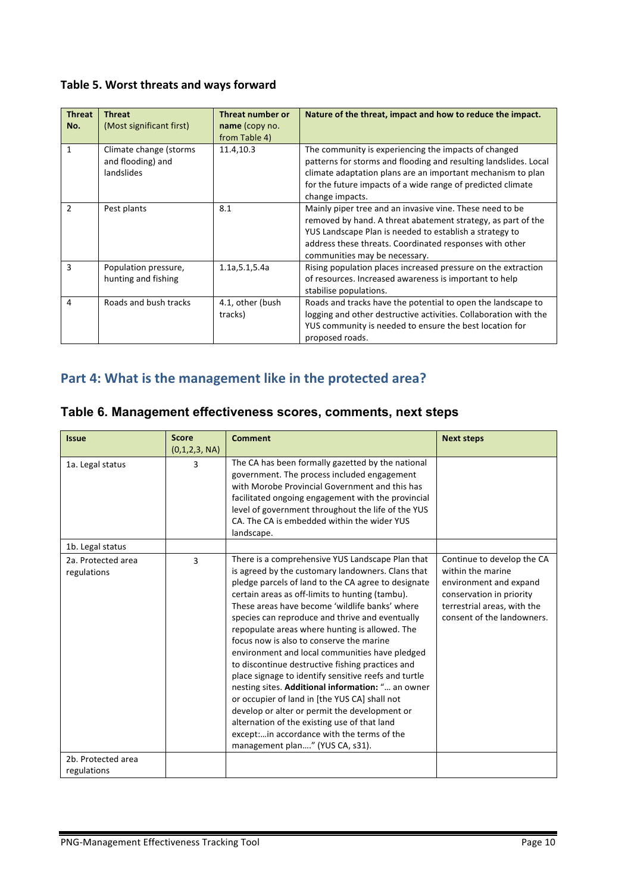### Table 5. Worst threats and ways forward

| Threat No. | Threat (Most significant first) | Threat number or name (copy no. from Table 4) | Nature of the threat, impact and how to reduce the impact. |
|---|---|---|---|
| 1 | Climate change (storms and flooding) and landslides | 11.4,10.3 | The community is experiencing the impacts of changed patterns for storms and flooding and resulting landslides. Local climate adaptation plans are an important mechanism to plan for the future impacts of a wide range of predicted climate change impacts. |
| 2 | Pest plants | 8.1 | Mainly piper tree and an invasive vine. These need to be removed by hand. A threat abatement strategy, as part of the YUS Landscape Plan is needed to establish a strategy to address these threats. Coordinated responses with other communities may be necessary. |
| 3 | Population pressure, hunting and fishing | 1.1a,5.1,5.4a | Rising population places increased pressure on the extraction of resources. Increased awareness is important to help stabilise populations. |
| 4 | Roads and bush tracks | 4.1, other (bush tracks) | Roads and tracks have the potential to open the landscape to logging and other destructive activities. Collaboration with the YUS community is needed to ensure the best location for proposed roads. |

## Part 4: What is the management like in the protected area?

### Table 6. Management effectiveness scores, comments, next steps

| Issue | Score (0,1,2,3, NA) | Comment | Next steps |
|---|---|---|---|
| 1a. Legal status | 3 | The CA has been formally gazetted by the national government. The process included engagement with Morobe Provincial Government and this has facilitated ongoing engagement with the provincial level of government throughout the life of the YUS CA. The CA is embedded within the wider YUS landscape. | |
| 1b. Legal status | | | |
| 2a. Protected area regulations | 3 | There is a comprehensive YUS Landscape Plan that is agreed by the customary landowners. Clans that pledge parcels of land to the CA agree to designate certain areas as off-limits to hunting (tambu). These areas have become 'wildlife banks' where species can reproduce and thrive and eventually repopulate areas where hunting is allowed. The focus now is also to conserve the marine environment and local communities have pledged to discontinue destructive fishing practices and place signage to identify sensitive reefs and turtle nesting sites. **Additional information:** "… an owner or occupier of land in [the YUS CA] shall not develop or alter or permit the development or alternation of the existing use of that land except:…in accordance with the terms of the management plan…." (YUS CA, s31). | Continue to develop the CA within the marine environment and expand conservation in priority terrestrial areas, with the consent of the landowners. |
| 2b. Protected area regulations | | | |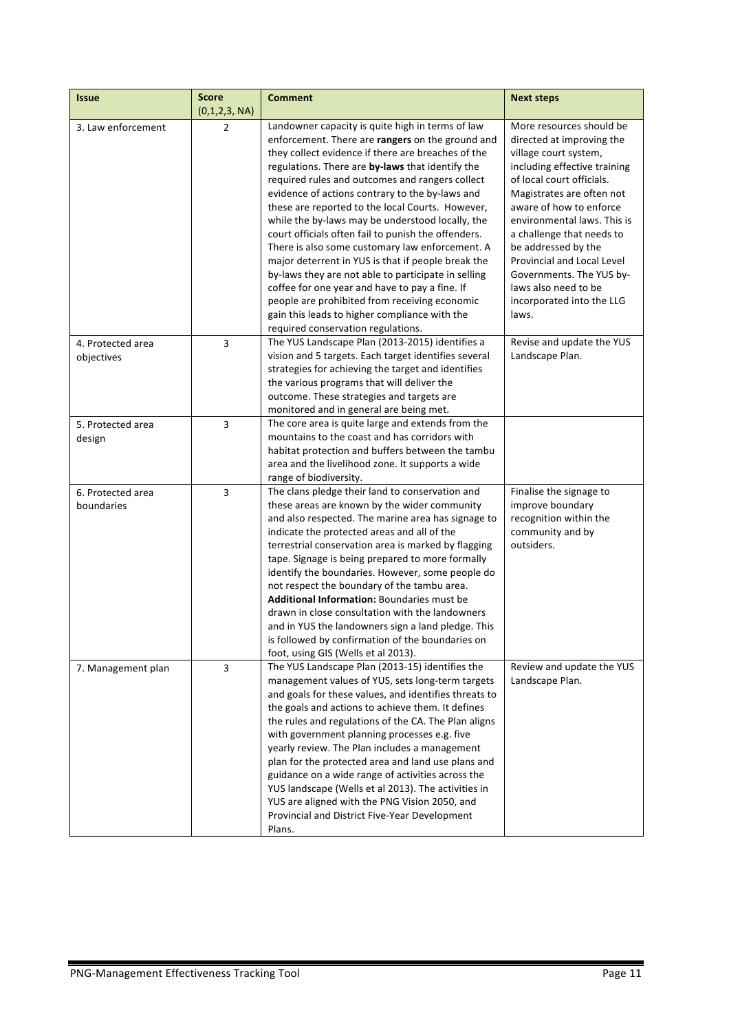| Issue | Score (0,1,2,3, NA) | Comment | Next steps |
|---|---|---|---|
| 3. Law enforcement | 2 | Landowner capacity is quite high in terms of law enforcement. There are **rangers** on the ground and they collect evidence if there are breaches of the regulations. There are **by-laws** that identify the required rules and outcomes and rangers collect evidence of actions contrary to the by-laws and these are reported to the local Courts. However, while the by-laws may be understood locally, the court officials often fail to punish the offenders. There is also some customary law enforcement. A major deterrent in YUS is that if people break the by-laws they are not able to participate in selling coffee for one year and have to pay a fine. If people are prohibited from receiving economic gain this leads to higher compliance with the required conservation regulations. | More resources should be directed at improving the village court system, including effective training of local court officials. Magistrates are often not aware of how to enforce environmental laws. This is a challenge that needs to be addressed by the Provincial and Local Level Governments. The YUS by-laws also need to be incorporated into the LLG laws. |
| 4. Protected area objectives | 3 | The YUS Landscape Plan (2013-2015) identifies a vision and 5 targets. Each target identifies several strategies for achieving the target and identifies the various programs that will deliver the outcome. These strategies and targets are monitored and in general are being met. | Revise and update the YUS Landscape Plan. |
| 5. Protected area design | 3 | The core area is quite large and extends from the mountains to the coast and has corridors with habitat protection and buffers between the tambu area and the livelihood zone. It supports a wide range of biodiversity. | |
| 6. Protected area boundaries | 3 | The clans pledge their land to conservation and these areas are known by the wider community and also respected. The marine area has signage to indicate the protected areas and all of the terrestrial conservation area is marked by flagging tape. Signage is being prepared to more formally identify the boundaries. However, some people do not respect the boundary of the tambu area. **Additional Information:** Boundaries must be drawn in close consultation with the landowners and in YUS the landowners sign a land pledge. This is followed by confirmation of the boundaries on foot, using GIS (Wells et al 2013). | Finalise the signage to improve boundary recognition within the community and by outsiders. |
| 7. Management plan | 3 | The YUS Landscape Plan (2013-15) identifies the management values of YUS, sets long-term targets and goals for these values, and identifies threats to the goals and actions to achieve them. It defines the rules and regulations of the CA. The Plan aligns with government planning processes e.g. five yearly review. The Plan includes a management plan for the protected area and land use plans and guidance on a wide range of activities across the YUS landscape (Wells et al 2013). The activities in YUS are aligned with the PNG Vision 2050, and Provincial and District Five-Year Development Plans. | Review and update the YUS Landscape Plan. |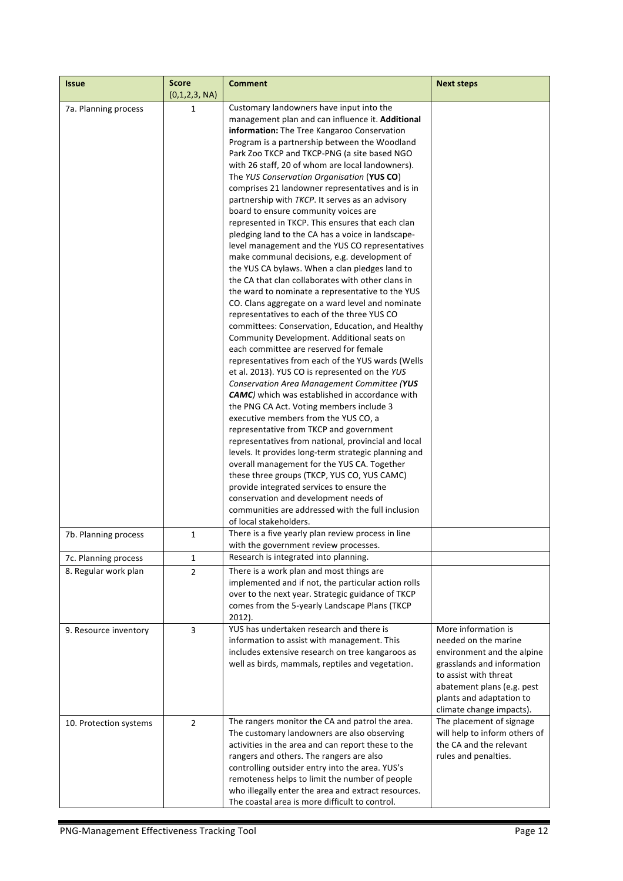| Issue | Score (0,1,2,3, NA) | Comment | Next steps |
|---|---|---|---|
| 7a. Planning process | 1 | Customary landowners have input into the management plan and can influence it. **Additional information:** The Tree Kangaroo Conservation Program is a partnership between the Woodland Park Zoo TKCP and TKCP-PNG (a site based NGO with 26 staff, 20 of whom are local landowners). The *YUS Conservation Organisation* (**YUS CO**) comprises 21 landowner representatives and is in partnership with *TKCP*. It serves as an advisory board to ensure community voices are represented in TKCP. This ensures that each clan pledging land to the CA has a voice in landscape-level management and the YUS CO representatives make communal decisions, e.g. development of the YUS CA bylaws. When a clan pledges land to the CA that clan collaborates with other clans in the ward to nominate a representative to the YUS CO. Clans aggregate on a ward level and nominate representatives to each of the three YUS CO committees: Conservation, Education, and Healthy Community Development. Additional seats on each committee are reserved for female representatives from each of the YUS wards (Wells et al. 2013). YUS CO is represented on the *YUS Conservation Area Management Committee (**YUS CAMC**)* which was established in accordance with the PNG CA Act. Voting members include 3 executive members from the YUS CO, a representative from TKCP and government representatives from national, provincial and local levels. It provides long-term strategic planning and overall management for the YUS CA. Together these three groups (TKCP, YUS CO, YUS CAMC) provide integrated services to ensure the conservation and development needs of communities are addressed with the full inclusion of local stakeholders. | |
| 7b. Planning process | 1 | There is a five yearly plan review process in line with the government review processes. | |
| 7c. Planning process | 1 | Research is integrated into planning. | |
| 8. Regular work plan | 2 | There is a work plan and most things are implemented and if not, the particular action rolls over to the next year. Strategic guidance of TKCP comes from the 5-yearly Landscape Plans (TKCP 2012). | |
| 9. Resource inventory | 3 | YUS has undertaken research and there is information to assist with management. This includes extensive research on tree kangaroos as well as birds, mammals, reptiles and vegetation. | More information is needed on the marine environment and the alpine grasslands and information to assist with threat abatement plans (e.g. pest plants and adaptation to climate change impacts). |
| 10. Protection systems | 2 | The rangers monitor the CA and patrol the area. The customary landowners are also observing activities in the area and can report these to the rangers and others. The rangers are also controlling outsider entry into the area. YUS's remoteness helps to limit the number of people who illegally enter the area and extract resources. The coastal area is more difficult to control. | The placement of signage will help to inform others of the CA and the relevant rules and penalties. |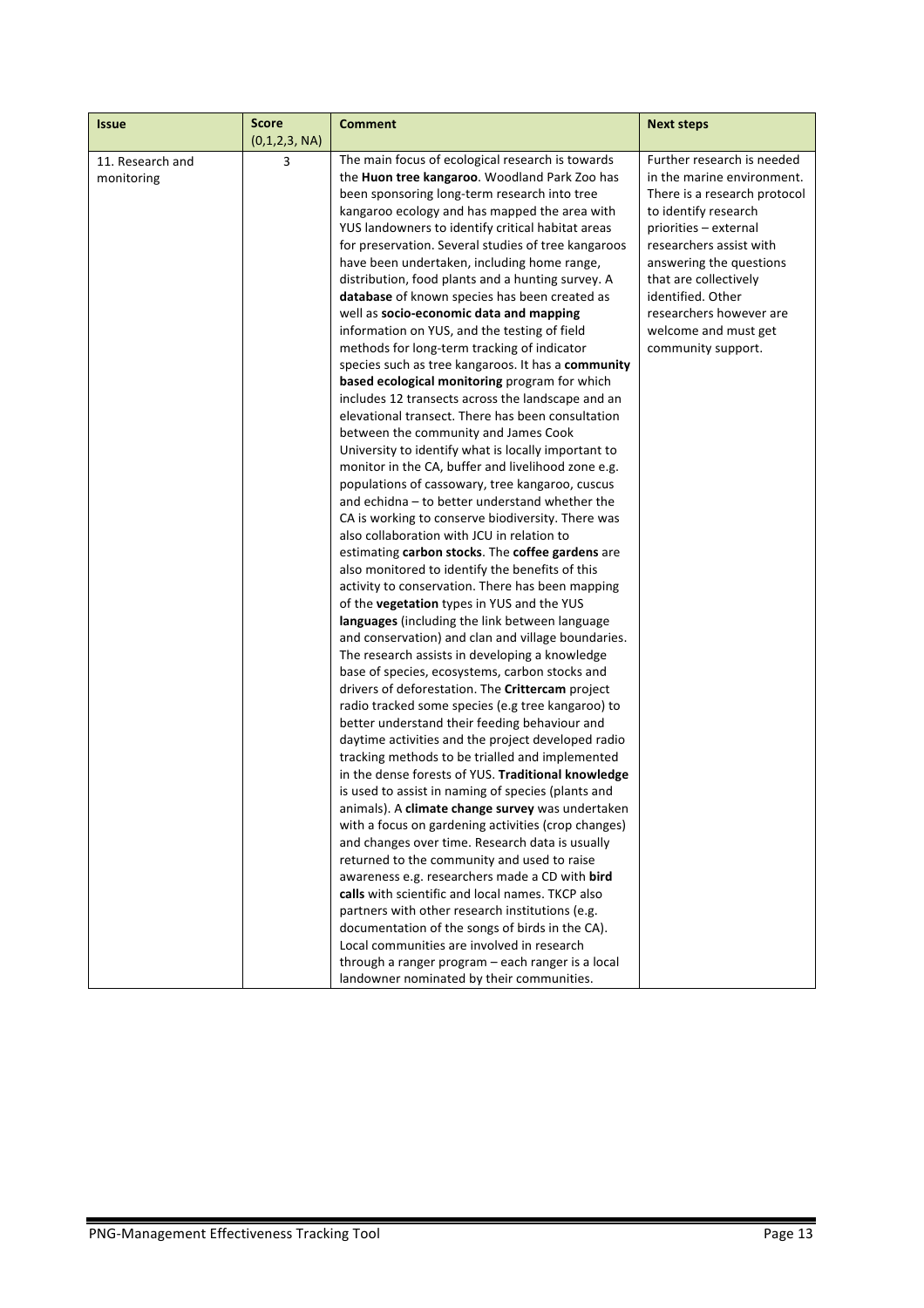| Issue | Score (0,1,2,3, NA) | Comment | Next steps |
|---|---|---|---|
| 11. Research and monitoring | 3 | The main focus of ecological research is towards the **Huon tree kangaroo**. Woodland Park Zoo has been sponsoring long-term research into tree kangaroo ecology and has mapped the area with YUS landowners to identify critical habitat areas for preservation. Several studies of tree kangaroos have been undertaken, including home range, distribution, food plants and a hunting survey. A **database** of known species has been created as well as **socio-economic data and mapping** information on YUS, and the testing of field methods for long-term tracking of indicator species such as tree kangaroos. It has a **community based ecological monitoring** program for which includes 12 transects across the landscape and an elevational transect. There has been consultation between the community and James Cook University to identify what is locally important to monitor in the CA, buffer and livelihood zone e.g. populations of cassowary, tree kangaroo, cuscus and echidna – to better understand whether the CA is working to conserve biodiversity. There was also collaboration with JCU in relation to estimating **carbon stocks**. The **coffee gardens** are also monitored to identify the benefits of this activity to conservation. There has been mapping of the **vegetation** types in YUS and the YUS **languages** (including the link between language and conservation) and clan and village boundaries. The research assists in developing a knowledge base of species, ecosystems, carbon stocks and drivers of deforestation. The **Crittercam** project radio tracked some species (e.g tree kangaroo) to better understand their feeding behaviour and daytime activities and the project developed radio tracking methods to be trialled and implemented in the dense forests of YUS. **Traditional knowledge** is used to assist in naming of species (plants and animals). A **climate change survey** was undertaken with a focus on gardening activities (crop changes) and changes over time. Research data is usually returned to the community and used to raise awareness e.g. researchers made a CD with **bird calls** with scientific and local names. TKCP also partners with other research institutions (e.g. documentation of the songs of birds in the CA). Local communities are involved in research through a ranger program – each ranger is a local landowner nominated by their communities. | Further research is needed in the marine environment. There is a research protocol to identify research priorities – external researchers assist with answering the questions that are collectively identified. Other researchers however are welcome and must get community support. |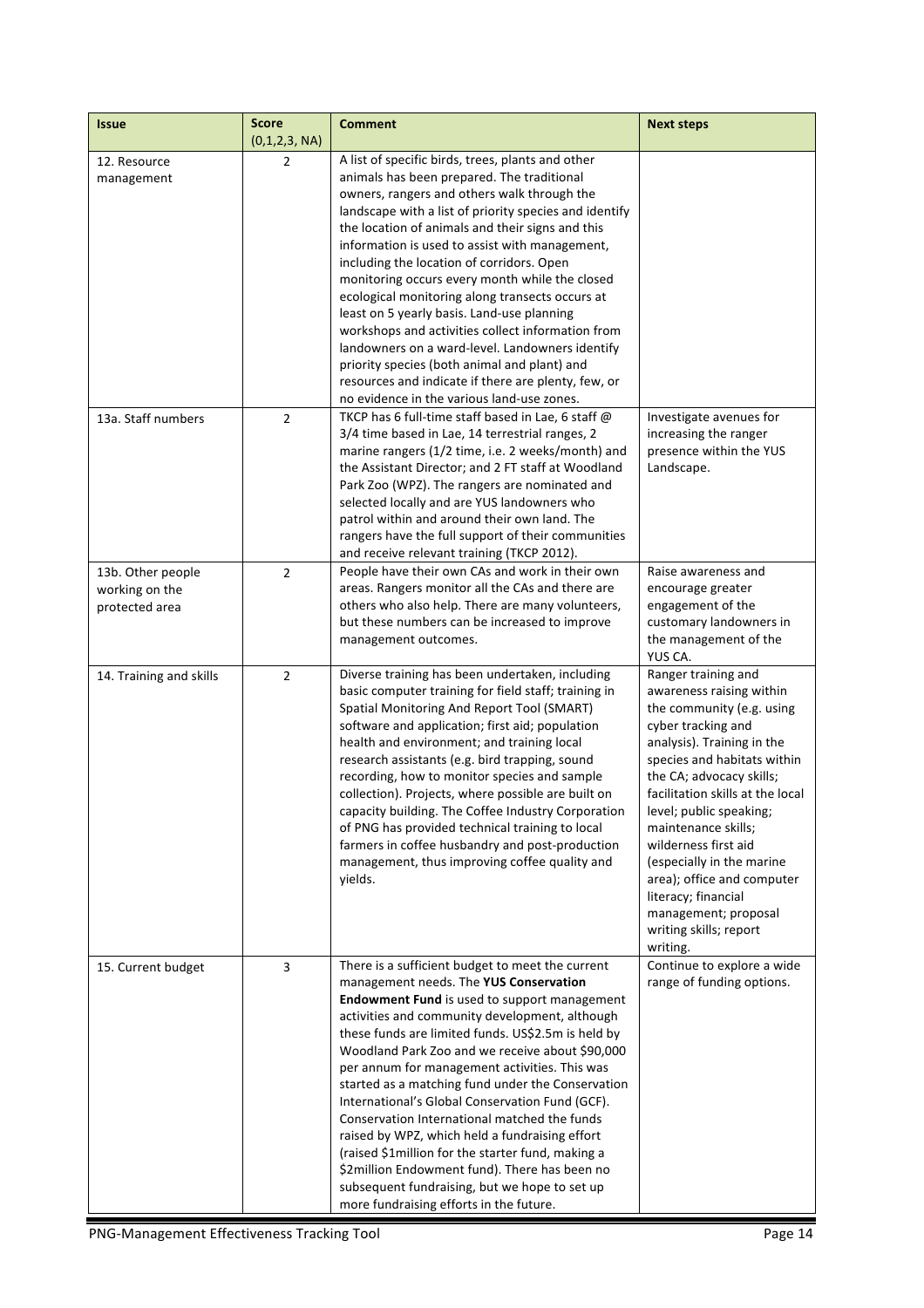| Issue | Score (0,1,2,3, NA) | Comment | Next steps |
|---|---|---|---|
| 12. Resource management | 2 | A list of specific birds, trees, plants and other animals has been prepared. The traditional owners, rangers and others walk through the landscape with a list of priority species and identify the location of animals and their signs and this information is used to assist with management, including the location of corridors. Open monitoring occurs every month while the closed ecological monitoring along transects occurs at least on 5 yearly basis. Land-use planning workshops and activities collect information from landowners on a ward-level. Landowners identify priority species (both animal and plant) and resources and indicate if there are plenty, few, or no evidence in the various land-use zones. | |
| 13a. Staff numbers | 2 | TKCP has 6 full-time staff based in Lae, 6 staff @ 3/4 time based in Lae, 14 terrestrial ranges, 2 marine rangers (1/2 time, i.e. 2 weeks/month) and the Assistant Director; and 2 FT staff at Woodland Park Zoo (WPZ). The rangers are nominated and selected locally and are YUS landowners who patrol within and around their own land. The rangers have the full support of their communities and receive relevant training (TKCP 2012). | Investigate avenues for increasing the ranger presence within the YUS Landscape. |
| 13b. Other people working on the protected area | 2 | People have their own CAs and work in their own areas. Rangers monitor all the CAs and there are others who also help. There are many volunteers, but these numbers can be increased to improve management outcomes. | Raise awareness and encourage greater engagement of the customary landowners in the management of the YUS CA. |
| 14. Training and skills | 2 | Diverse training has been undertaken, including basic computer training for field staff; training in Spatial Monitoring And Report Tool (SMART) software and application; first aid; population health and environment; and training local research assistants (e.g. bird trapping, sound recording, how to monitor species and sample collection). Projects, where possible are built on capacity building. The Coffee Industry Corporation of PNG has provided technical training to local farmers in coffee husbandry and post-production management, thus improving coffee quality and yields. | Ranger training and awareness raising within the community (e.g. using cyber tracking and analysis). Training in the species and habitats within the CA; advocacy skills; facilitation skills at the local level; public speaking; maintenance skills; wilderness first aid (especially in the marine area); office and computer literacy; financial management; proposal writing skills; report writing. |
| 15. Current budget | 3 | There is a sufficient budget to meet the current management needs. The **YUS Conservation Endowment Fund** is used to support management activities and community development, although these funds are limited funds. US$2.5m is held by Woodland Park Zoo and we receive about $90,000 per annum for management activities. This was started as a matching fund under the Conservation International's Global Conservation Fund (GCF). Conservation International matched the funds raised by WPZ, which held a fundraising effort (raised $1million for the starter fund, making a $2million Endowment fund). There has been no subsequent fundraising, but we hope to set up more fundraising efforts in the future. | Continue to explore a wide range of funding options. |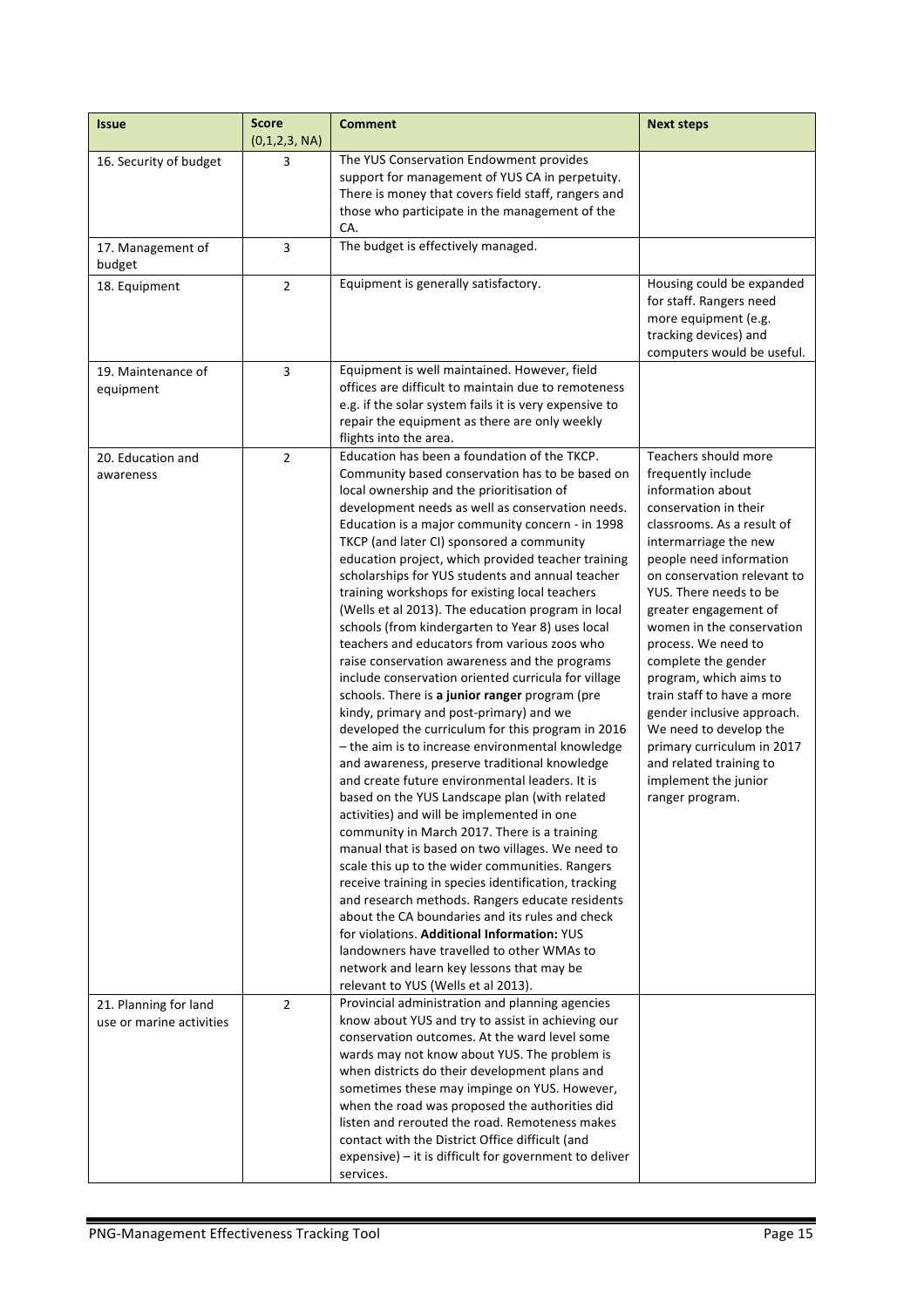| Issue | Score (0,1,2,3, NA) | Comment | Next steps |
|---|---|---|---|
| 16. Security of budget | 3 | The YUS Conservation Endowment provides support for management of YUS CA in perpetuity. There is money that covers field staff, rangers and those who participate in the management of the CA. | |
| 17. Management of budget | 3 | The budget is effectively managed. | |
| 18. Equipment | 2 | Equipment is generally satisfactory. | Housing could be expanded for staff. Rangers need more equipment (e.g. tracking devices) and computers would be useful. |
| 19. Maintenance of equipment | 3 | Equipment is well maintained. However, field offices are difficult to maintain due to remoteness e.g. if the solar system fails it is very expensive to repair the equipment as there are only weekly flights into the area. | |
| 20. Education and awareness | 2 | Education has been a foundation of the TKCP. Community based conservation has to be based on local ownership and the prioritisation of development needs as well as conservation needs. Education is a major community concern - in 1998 TKCP (and later CI) sponsored a community education project, which provided teacher training scholarships for YUS students and annual teacher training workshops for existing local teachers (Wells et al 2013). The education program in local schools (from kindergarten to Year 8) uses local teachers and educators from various zoos who raise conservation awareness and the programs include conservation oriented curricula for village schools. There is **a junior ranger** program (pre kindy, primary and post-primary) and we developed the curriculum for this program in 2016 – the aim is to increase environmental knowledge and awareness, preserve traditional knowledge and create future environmental leaders. It is based on the YUS Landscape plan (with related activities) and will be implemented in one community in March 2017. There is a training manual that is based on two villages. We need to scale this up to the wider communities. Rangers receive training in species identification, tracking and research methods. Rangers educate residents about the CA boundaries and its rules and check for violations. **Additional Information:** YUS landowners have travelled to other WMAs to network and learn key lessons that may be relevant to YUS (Wells et al 2013). | Teachers should more frequently include information about conservation in their classrooms. As a result of intermarriage the new people need information on conservation relevant to YUS. There needs to be greater engagement of women in the conservation process. We need to complete the gender program, which aims to train staff to have a more gender inclusive approach. We need to develop the primary curriculum in 2017 and related training to implement the junior ranger program. |
| 21. Planning for land use or marine activities | 2 | Provincial administration and planning agencies know about YUS and try to assist in achieving our conservation outcomes. At the ward level some wards may not know about YUS. The problem is when districts do their development plans and sometimes these may impinge on YUS. However, when the road was proposed the authorities did listen and rerouted the road. Remoteness makes contact with the District Office difficult (and expensive) – it is difficult for government to deliver services. | |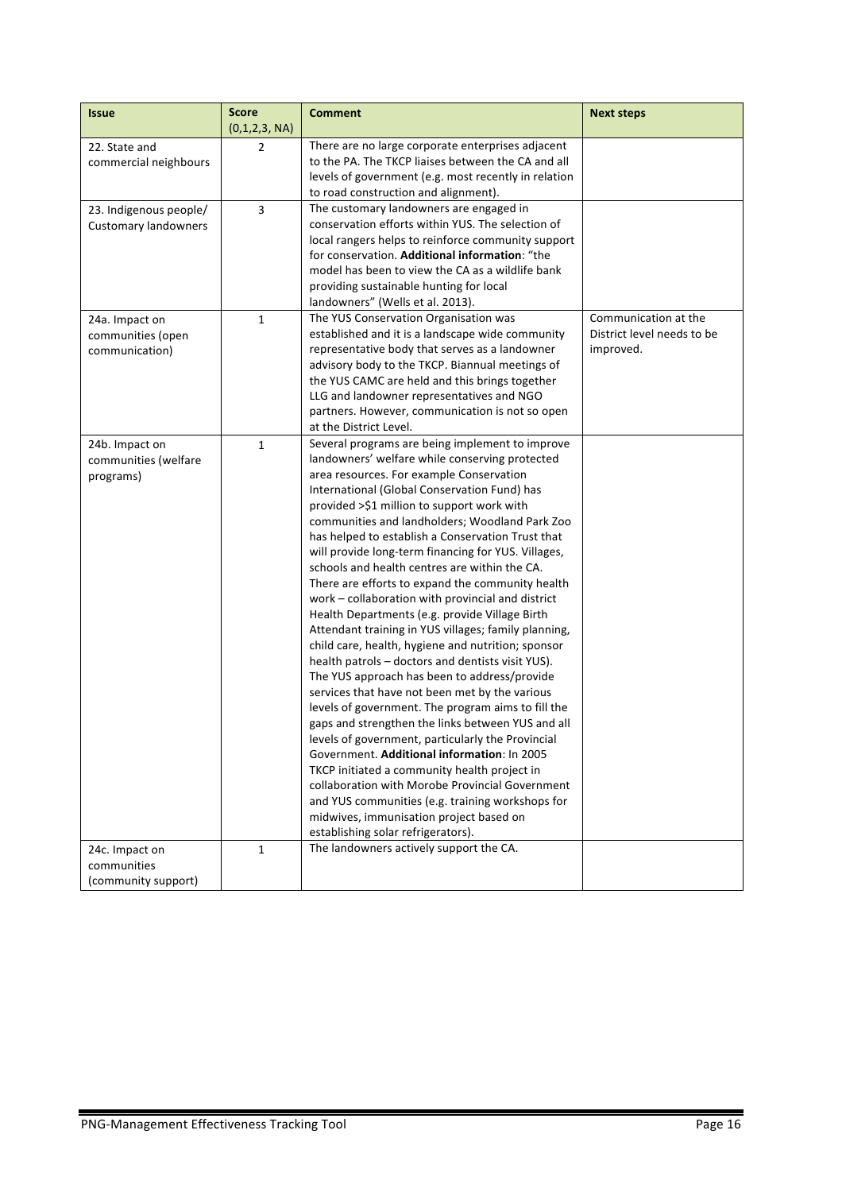| Issue | Score (0,1,2,3, NA) | Comment | Next steps |
|---|---|---|---|
| 22. State and commercial neighbours | 2 | There are no large corporate enterprises adjacent to the PA. The TKCP liaises between the CA and all levels of government (e.g. most recently in relation to road construction and alignment). | |
| 23. Indigenous people/ Customary landowners | 3 | The customary landowners are engaged in conservation efforts within YUS. The selection of local rangers helps to reinforce community support for conservation. **Additional information**: "the model has been to view the CA as a wildlife bank providing sustainable hunting for local landowners" (Wells et al. 2013). | |
| 24a. Impact on communities (open communication) | 1 | The YUS Conservation Organisation was established and it is a landscape wide community representative body that serves as a landowner advisory body to the TKCP. Biannual meetings of the YUS CAMC are held and this brings together LLG and landowner representatives and NGO partners. However, communication is not so open at the District Level. | Communication at the District level needs to be improved. |
| 24b. Impact on communities (welfare programs) | 1 | Several programs are being implement to improve landowners' welfare while conserving protected area resources. For example Conservation International (Global Conservation Fund) has provided >$1 million to support work with communities and landholders; Woodland Park Zoo has helped to establish a Conservation Trust that will provide long-term financing for YUS. Villages, schools and health centres are within the CA. There are efforts to expand the community health work – collaboration with provincial and district Health Departments (e.g. provide Village Birth Attendant training in YUS villages; family planning, child care, health, hygiene and nutrition; sponsor health patrols – doctors and dentists visit YUS). The YUS approach has been to address/provide services that have not been met by the various levels of government. The program aims to fill the gaps and strengthen the links between YUS and all levels of government, particularly the Provincial Government. **Additional information**: In 2005 TKCP initiated a community health project in collaboration with Morobe Provincial Government and YUS communities (e.g. training workshops for midwives, immunisation project based on establishing solar refrigerators). | |
| 24c. Impact on communities (community support) | 1 | The landowners actively support the CA. | |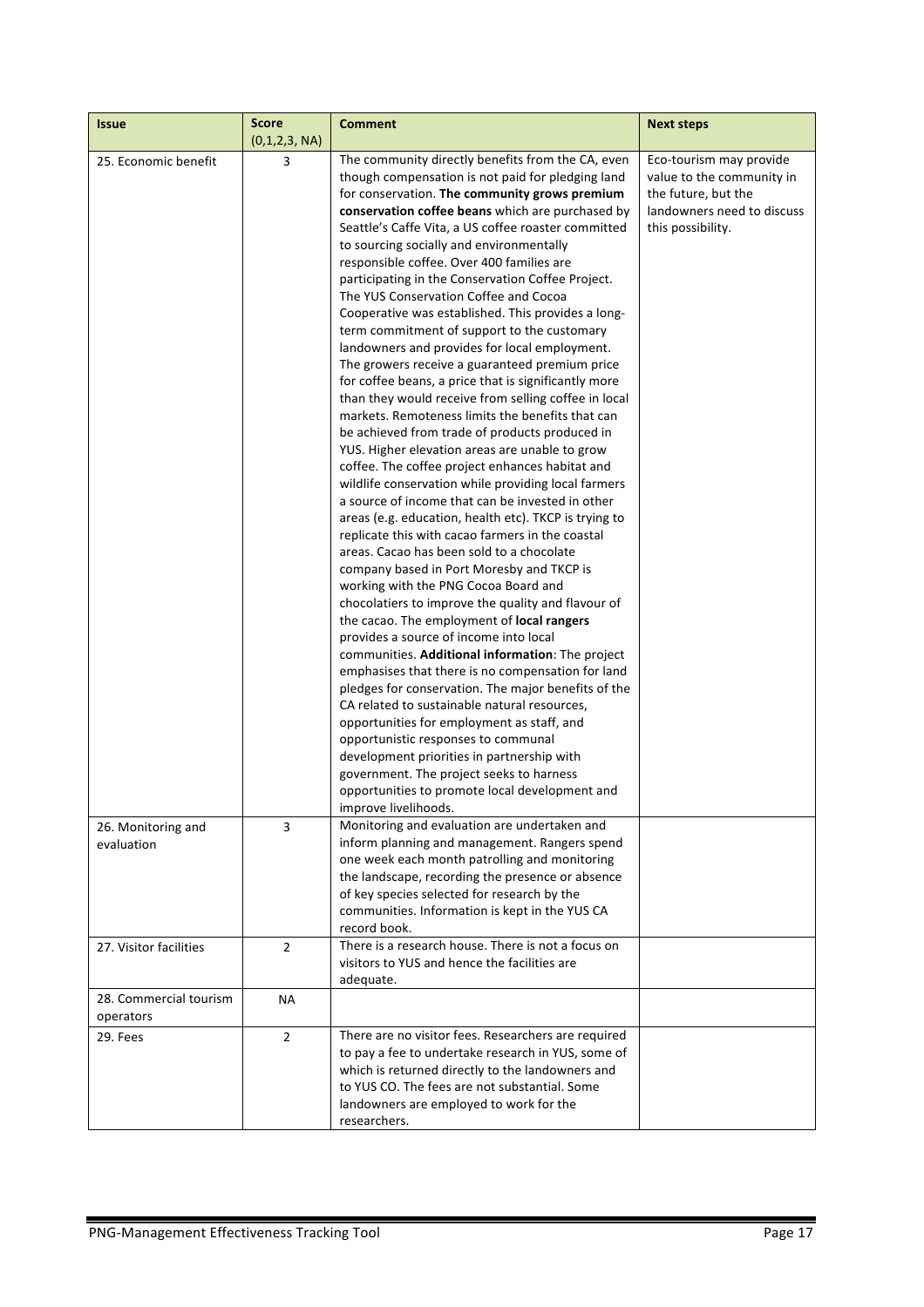| Issue | Score (0,1,2,3, NA) | Comment | Next steps |
|---|---|---|---|
| 25. Economic benefit | 3 | The community directly benefits from the CA, even though compensation is not paid for pledging land for conservation. **The community grows premium conservation coffee beans** which are purchased by Seattle's Caffe Vita, a US coffee roaster committed to sourcing socially and environmentally responsible coffee. Over 400 families are participating in the Conservation Coffee Project. The YUS Conservation Coffee and Cocoa Cooperative was established. This provides a long-term commitment of support to the customary landowners and provides for local employment. The growers receive a guaranteed premium price for coffee beans, a price that is significantly more than they would receive from selling coffee in local markets. Remoteness limits the benefits that can be achieved from trade of products produced in YUS. Higher elevation areas are unable to grow coffee. The coffee project enhances habitat and wildlife conservation while providing local farmers a source of income that can be invested in other areas (e.g. education, health etc). TKCP is trying to replicate this with cacao farmers in the coastal areas. Cacao has been sold to a chocolate company based in Port Moresby and TKCP is working with the PNG Cocoa Board and chocolatiers to improve the quality and flavour of the cacao. The employment of **local rangers** provides a source of income into local communities. **Additional information**: The project emphasises that there is no compensation for land pledges for conservation. The major benefits of the CA related to sustainable natural resources, opportunities for employment as staff, and opportunistic responses to communal development priorities in partnership with government. The project seeks to harness opportunities to promote local development and improve livelihoods. | Eco-tourism may provide value to the community in the future, but the landowners need to discuss this possibility. |
| 26. Monitoring and evaluation | 3 | Monitoring and evaluation are undertaken and inform planning and management. Rangers spend one week each month patrolling and monitoring the landscape, recording the presence or absence of key species selected for research by the communities. Information is kept in the YUS CA record book. | |
| 27. Visitor facilities | 2 | There is a research house. There is not a focus on visitors to YUS and hence the facilities are adequate. | |
| 28. Commercial tourism operators | NA | | |
| 29. Fees | 2 | There are no visitor fees. Researchers are required to pay a fee to undertake research in YUS, some of which is returned directly to the landowners and to YUS CO. The fees are not substantial. Some landowners are employed to work for the researchers. | |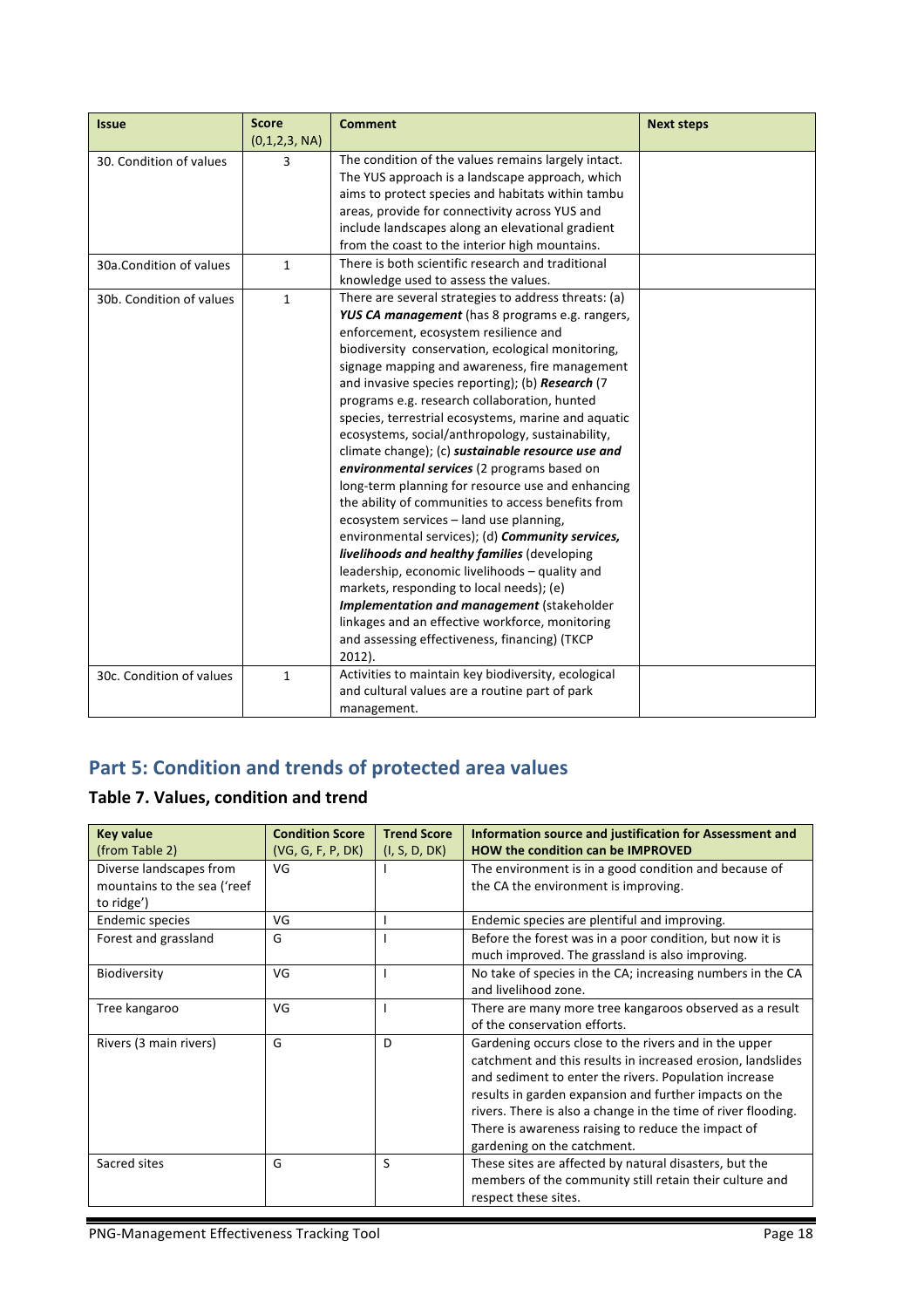| Issue | Score (0,1,2,3, NA) | Comment | Next steps |
|---|---|---|---|
| 30. Condition of values | 3 | The condition of the values remains largely intact. The YUS approach is a landscape approach, which aims to protect species and habitats within tambu areas, provide for connectivity across YUS and include landscapes along an elevational gradient from the coast to the interior high mountains. | |
| 30a.Condition of values | 1 | There is both scientific research and traditional knowledge used to assess the values. | |
| 30b. Condition of values | 1 | There are several strategies to address threats: (a) ***YUS CA management*** (has 8 programs e.g. rangers, enforcement, ecosystem resilience and biodiversity conservation, ecological monitoring, signage mapping and awareness, fire management and invasive species reporting); (b) ***Research*** (7 programs e.g. research collaboration, hunted species, terrestrial ecosystems, marine and aquatic ecosystems, social/anthropology, sustainability, climate change); (c) ***sustainable resource use and environmental services*** (2 programs based on long-term planning for resource use and enhancing the ability of communities to access benefits from ecosystem services – land use planning, environmental services); (d) ***Community services, livelihoods and healthy families*** (developing leadership, economic livelihoods – quality and markets, responding to local needs); (e) ***Implementation and management*** (stakeholder linkages and an effective workforce, monitoring and assessing effectiveness, financing) (TKCP 2012). | |
| 30c. Condition of values | 1 | Activities to maintain key biodiversity, ecological and cultural values are a routine part of park management. | |

## Part 5: Condition and trends of protected area values

### Table 7. Values, condition and trend

| Key value (from Table 2) | Condition Score (VG, G, F, P, DK) | Trend Score (I, S, D, DK) | Information source and justification for Assessment and HOW the condition can be IMPROVED |
|---|---|---|---|
| Diverse landscapes from mountains to the sea ('reef to ridge') | VG | I | The environment is in a good condition and because of the CA the environment is improving. |
| Endemic species | VG | I | Endemic species are plentiful and improving. |
| Forest and grassland | G | I | Before the forest was in a poor condition, but now it is much improved. The grassland is also improving. |
| Biodiversity | VG | I | No take of species in the CA; increasing numbers in the CA and livelihood zone. |
| Tree kangaroo | VG | I | There are many more tree kangaroos observed as a result of the conservation efforts. |
| Rivers (3 main rivers) | G | D | Gardening occurs close to the rivers and in the upper catchment and this results in increased erosion, landslides and sediment to enter the rivers. Population increase results in garden expansion and further impacts on the rivers. There is also a change in the time of river flooding. There is awareness raising to reduce the impact of gardening on the catchment. |
| Sacred sites | G | S | These sites are affected by natural disasters, but the members of the community still retain their culture and respect these sites. |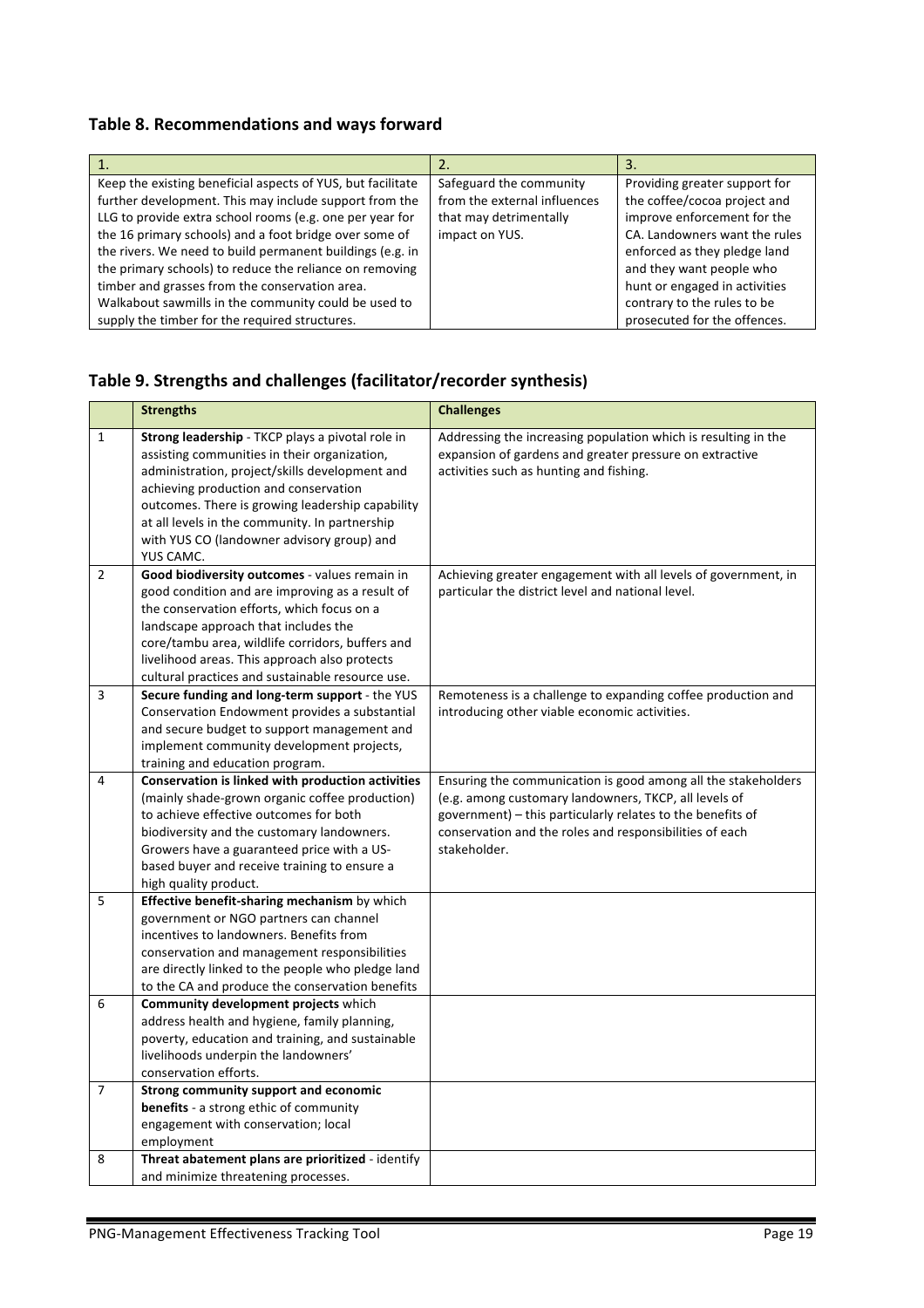### Table 8. Recommendations and ways forward

| 1. | 2. | 3. |
|---|---|---|
| Keep the existing beneficial aspects of YUS, but facilitate further development. This may include support from the LLG to provide extra school rooms (e.g. one per year for the 16 primary schools) and a foot bridge over some of the rivers. We need to build permanent buildings (e.g. in the primary schools) to reduce the reliance on removing timber and grasses from the conservation area. Walkabout sawmills in the community could be used to supply the timber for the required structures. | Safeguard the community from the external influences that may detrimentally impact on YUS. | Providing greater support for the coffee/cocoa project and improve enforcement for the CA. Landowners want the rules enforced as they pledge land and they want people who hunt or engaged in activities contrary to the rules to be prosecuted for the offences. |

### Table 9. Strengths and challenges (facilitator/recorder synthesis)

| | Strengths | Challenges |
|---|---|---|
| 1 | **Strong leadership** - TKCP plays a pivotal role in assisting communities in their organization, administration, project/skills development and achieving production and conservation outcomes. There is growing leadership capability at all levels in the community. In partnership with YUS CO (landowner advisory group) and YUS CAMC. | Addressing the increasing population which is resulting in the expansion of gardens and greater pressure on extractive activities such as hunting and fishing. |
| 2 | **Good biodiversity outcomes** - values remain in good condition and are improving as a result of the conservation efforts, which focus on a landscape approach that includes the core/tambu area, wildlife corridors, buffers and livelihood areas. This approach also protects cultural practices and sustainable resource use. | Achieving greater engagement with all levels of government, in particular the district level and national level. |
| 3 | **Secure funding and long-term support** - the YUS Conservation Endowment provides a substantial and secure budget to support management and implement community development projects, training and education program. | Remoteness is a challenge to expanding coffee production and introducing other viable economic activities. |
| 4 | **Conservation is linked with production activities** (mainly shade-grown organic coffee production) to achieve effective outcomes for both biodiversity and the customary landowners. Growers have a guaranteed price with a US-based buyer and receive training to ensure a high quality product. | Ensuring the communication is good among all the stakeholders (e.g. among customary landowners, TKCP, all levels of government) – this particularly relates to the benefits of conservation and the roles and responsibilities of each stakeholder. |
| 5 | **Effective benefit-sharing mechanism** by which government or NGO partners can channel incentives to landowners. Benefits from conservation and management responsibilities are directly linked to the people who pledge land to the CA and produce the conservation benefits | |
| 6 | **Community development projects** which address health and hygiene, family planning, poverty, education and training, and sustainable livelihoods underpin the landowners' conservation efforts. | |
| 7 | **Strong community support and economic benefits** - a strong ethic of community engagement with conservation; local employment | |
| 8 | **Threat abatement plans are prioritized** - identify and minimize threatening processes. | |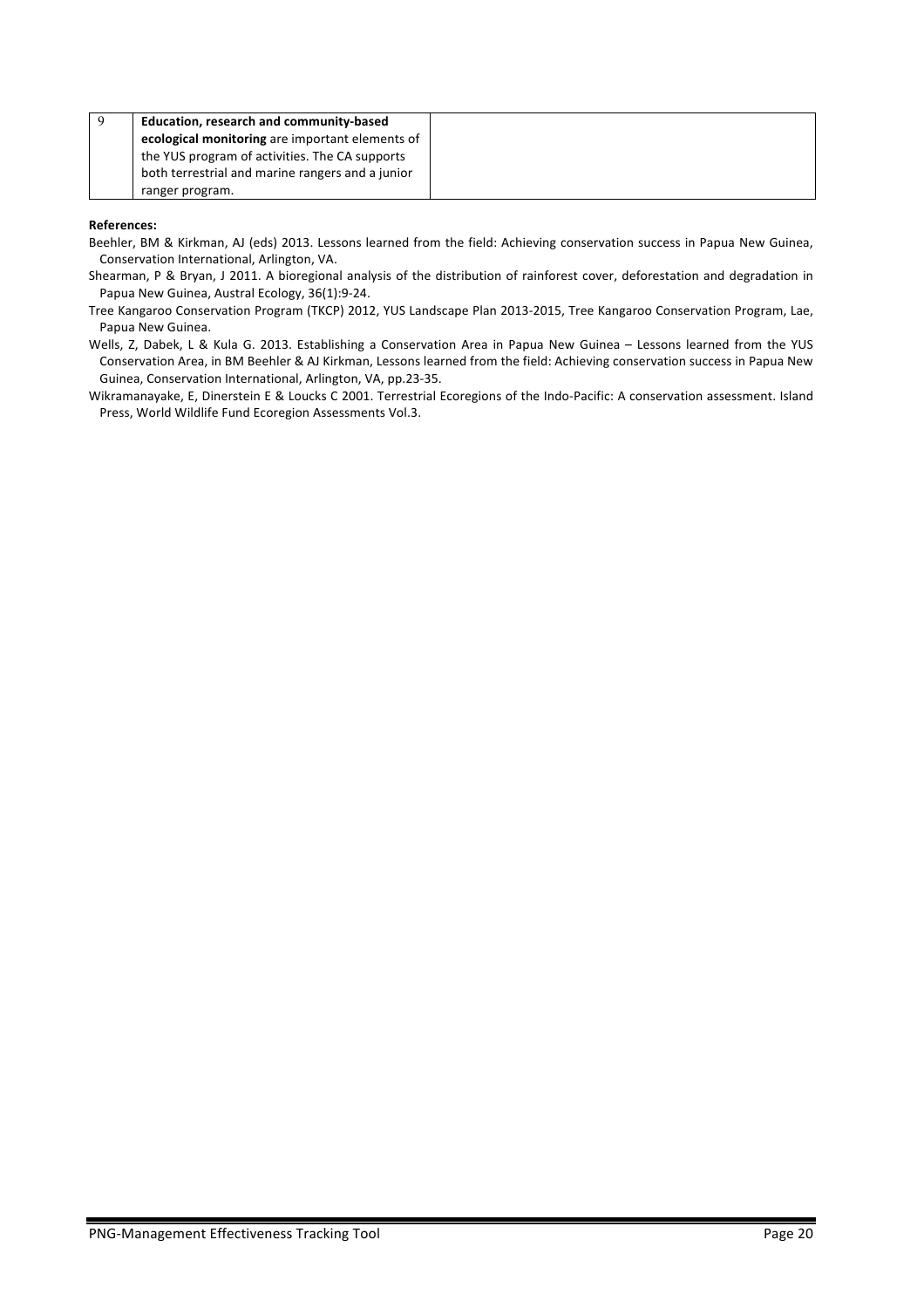| | | |
|---|---|---|
| 9 | **Education, research and community-based ecological monitoring** are important elements of the YUS program of activities. The CA supports both terrestrial and marine rangers and a junior ranger program. | |

**References:**

Beehler, BM & Kirkman, AJ (eds) 2013. Lessons learned from the field: Achieving conservation success in Papua New Guinea, Conservation International, Arlington, VA.

Shearman, P & Bryan, J 2011. A bioregional analysis of the distribution of rainforest cover, deforestation and degradation in Papua New Guinea, Austral Ecology, 36(1):9-24.

Tree Kangaroo Conservation Program (TKCP) 2012, YUS Landscape Plan 2013-2015, Tree Kangaroo Conservation Program, Lae, Papua New Guinea.

Wells, Z, Dabek, L & Kula G. 2013. Establishing a Conservation Area in Papua New Guinea – Lessons learned from the YUS Conservation Area, in BM Beehler & AJ Kirkman, Lessons learned from the field: Achieving conservation success in Papua New Guinea, Conservation International, Arlington, VA, pp.23-35.

Wikramanayake, E, Dinerstein E & Loucks C 2001. Terrestrial Ecoregions of the Indo-Pacific: A conservation assessment. Island Press, World Wildlife Fund Ecoregion Assessments Vol.3.